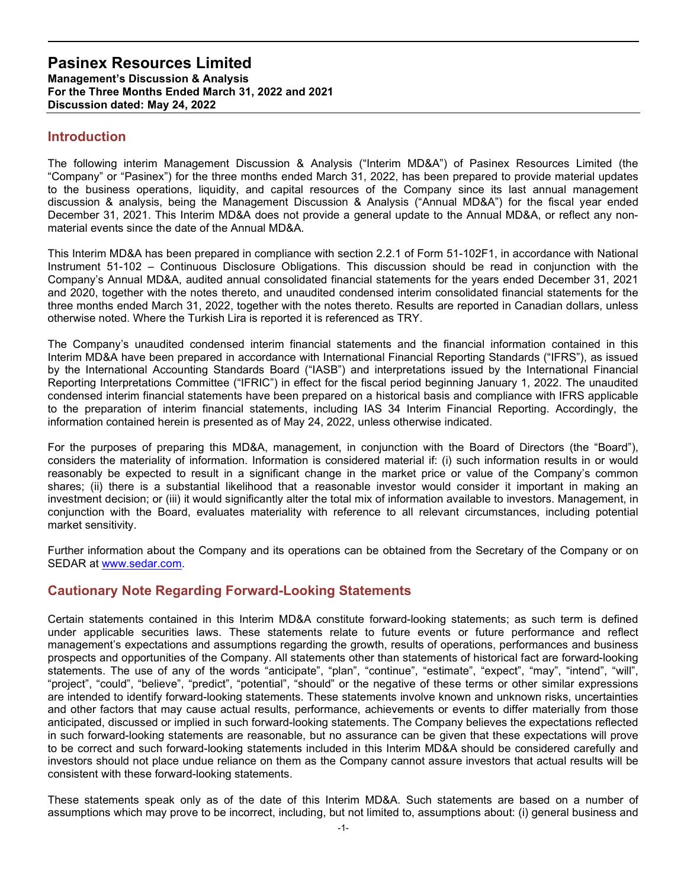# Pasinex Resources Limited

**Management's Discussion & Analysis**
**For the Three Months Ended March 31, 2022 and 2021**
**Discussion dated: May 24, 2022**

## Introduction

The following interim Management Discussion & Analysis ("Interim MD&A") of Pasinex Resources Limited (the "Company" or "Pasinex") for the three months ended March 31, 2022, has been prepared to provide material updates to the business operations, liquidity, and capital resources of the Company since its last annual management discussion & analysis, being the Management Discussion & Analysis ("Annual MD&A") for the fiscal year ended December 31, 2021. This Interim MD&A does not provide a general update to the Annual MD&A, or reflect any non-material events since the date of the Annual MD&A.

This Interim MD&A has been prepared in compliance with section 2.2.1 of Form 51-102F1, in accordance with National Instrument 51-102 – Continuous Disclosure Obligations. This discussion should be read in conjunction with the Company's Annual MD&A, audited annual consolidated financial statements for the years ended December 31, 2021 and 2020, together with the notes thereto, and unaudited condensed interim consolidated financial statements for the three months ended March 31, 2022, together with the notes thereto. Results are reported in Canadian dollars, unless otherwise noted. Where the Turkish Lira is reported it is referenced as TRY.

The Company's unaudited condensed interim financial statements and the financial information contained in this Interim MD&A have been prepared in accordance with International Financial Reporting Standards ("IFRS"), as issued by the International Accounting Standards Board ("IASB") and interpretations issued by the International Financial Reporting Interpretations Committee ("IFRIC") in effect for the fiscal period beginning January 1, 2022. The unaudited condensed interim financial statements have been prepared on a historical basis and compliance with IFRS applicable to the preparation of interim financial statements, including IAS 34 Interim Financial Reporting. Accordingly, the information contained herein is presented as of May 24, 2022, unless otherwise indicated.

For the purposes of preparing this MD&A, management, in conjunction with the Board of Directors (the "Board"), considers the materiality of information. Information is considered material if: (i) such information results in or would reasonably be expected to result in a significant change in the market price or value of the Company's common shares; (ii) there is a substantial likelihood that a reasonable investor would consider it important in making an investment decision; or (iii) it would significantly alter the total mix of information available to investors. Management, in conjunction with the Board, evaluates materiality with reference to all relevant circumstances, including potential market sensitivity.

Further information about the Company and its operations can be obtained from the Secretary of the Company or on SEDAR at www.sedar.com.

## Cautionary Note Regarding Forward-Looking Statements

Certain statements contained in this Interim MD&A constitute forward-looking statements; as such term is defined under applicable securities laws. These statements relate to future events or future performance and reflect management's expectations and assumptions regarding the growth, results of operations, performances and business prospects and opportunities of the Company. All statements other than statements of historical fact are forward-looking statements. The use of any of the words "anticipate", "plan", "continue", "estimate", "expect", "may", "intend", "will", "project", "could", "believe", "predict", "potential", "should" or the negative of these terms or other similar expressions are intended to identify forward-looking statements. These statements involve known and unknown risks, uncertainties and other factors that may cause actual results, performance, achievements or events to differ materially from those anticipated, discussed or implied in such forward-looking statements. The Company believes the expectations reflected in such forward-looking statements are reasonable, but no assurance can be given that these expectations will prove to be correct and such forward-looking statements included in this Interim MD&A should be considered carefully and investors should not place undue reliance on them as the Company cannot assure investors that actual results will be consistent with these forward-looking statements.

These statements speak only as of the date of this Interim MD&A. Such statements are based on a number of assumptions which may prove to be incorrect, including, but not limited to, assumptions about: (i) general business and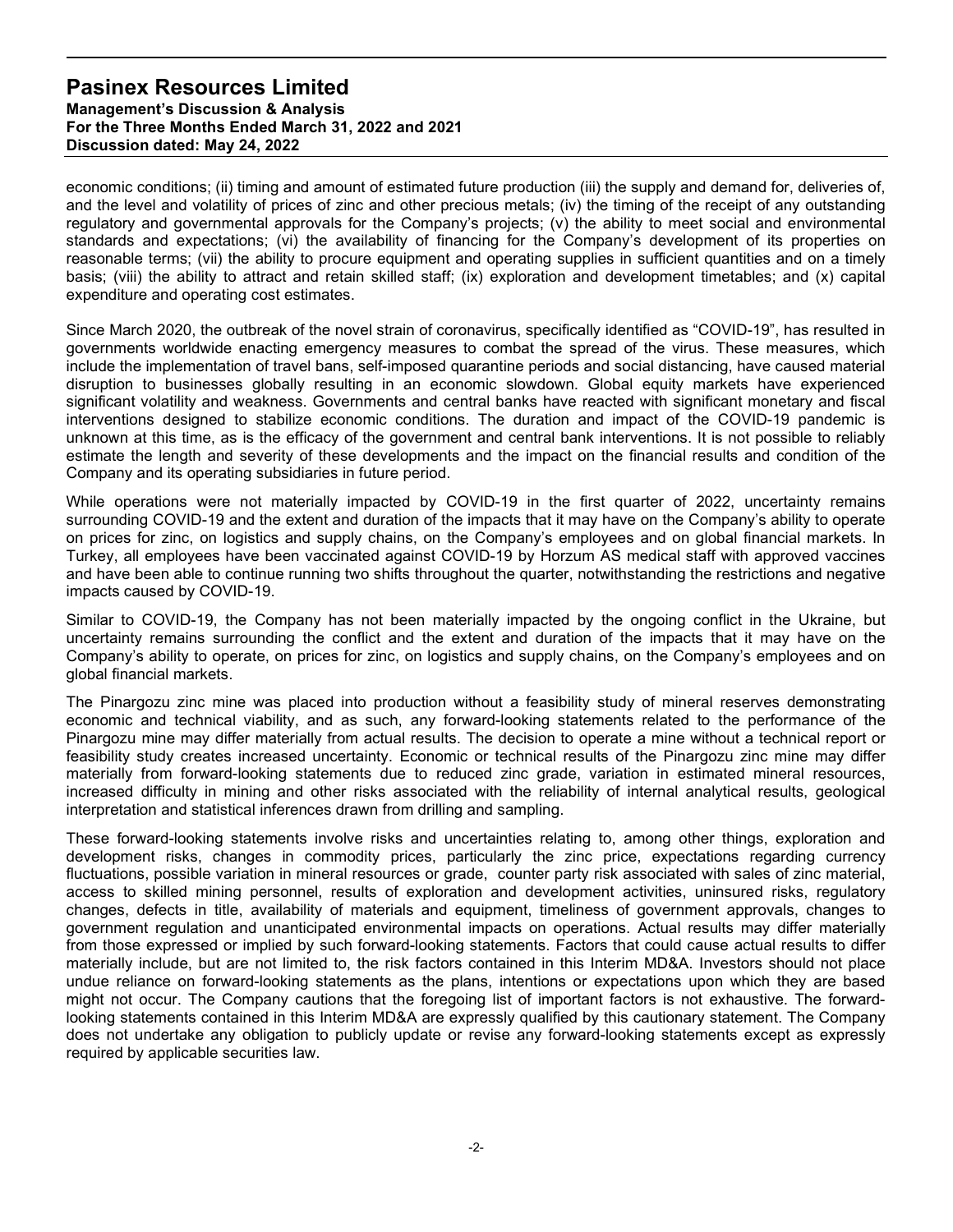economic conditions; (ii) timing and amount of estimated future production (iii) the supply and demand for, deliveries of, and the level and volatility of prices of zinc and other precious metals; (iv) the timing of the receipt of any outstanding regulatory and governmental approvals for the Company's projects; (v) the ability to meet social and environmental standards and expectations; (vi) the availability of financing for the Company's development of its properties on reasonable terms; (vii) the ability to procure equipment and operating supplies in sufficient quantities and on a timely basis; (viii) the ability to attract and retain skilled staff; (ix) exploration and development timetables; and (x) capital expenditure and operating cost estimates.

Since March 2020, the outbreak of the novel strain of coronavirus, specifically identified as "COVID-19", has resulted in governments worldwide enacting emergency measures to combat the spread of the virus. These measures, which include the implementation of travel bans, self-imposed quarantine periods and social distancing, have caused material disruption to businesses globally resulting in an economic slowdown. Global equity markets have experienced significant volatility and weakness. Governments and central banks have reacted with significant monetary and fiscal interventions designed to stabilize economic conditions. The duration and impact of the COVID-19 pandemic is unknown at this time, as is the efficacy of the government and central bank interventions. It is not possible to reliably estimate the length and severity of these developments and the impact on the financial results and condition of the Company and its operating subsidiaries in future period.

While operations were not materially impacted by COVID-19 in the first quarter of 2022, uncertainty remains surrounding COVID-19 and the extent and duration of the impacts that it may have on the Company's ability to operate on prices for zinc, on logistics and supply chains, on the Company's employees and on global financial markets. In Turkey, all employees have been vaccinated against COVID-19 by Horzum AS medical staff with approved vaccines and have been able to continue running two shifts throughout the quarter, notwithstanding the restrictions and negative impacts caused by COVID-19.

Similar to COVID-19, the Company has not been materially impacted by the ongoing conflict in the Ukraine, but uncertainty remains surrounding the conflict and the extent and duration of the impacts that it may have on the Company's ability to operate, on prices for zinc, on logistics and supply chains, on the Company's employees and on global financial markets.

The Pinargozu zinc mine was placed into production without a feasibility study of mineral reserves demonstrating economic and technical viability, and as such, any forward-looking statements related to the performance of the Pinargozu mine may differ materially from actual results. The decision to operate a mine without a technical report or feasibility study creates increased uncertainty. Economic or technical results of the Pinargozu zinc mine may differ materially from forward-looking statements due to reduced zinc grade, variation in estimated mineral resources, increased difficulty in mining and other risks associated with the reliability of internal analytical results, geological interpretation and statistical inferences drawn from drilling and sampling.

These forward-looking statements involve risks and uncertainties relating to, among other things, exploration and development risks, changes in commodity prices, particularly the zinc price, expectations regarding currency fluctuations, possible variation in mineral resources or grade, counter party risk associated with sales of zinc material, access to skilled mining personnel, results of exploration and development activities, uninsured risks, regulatory changes, defects in title, availability of materials and equipment, timeliness of government approvals, changes to government regulation and unanticipated environmental impacts on operations. Actual results may differ materially from those expressed or implied by such forward-looking statements. Factors that could cause actual results to differ materially include, but are not limited to, the risk factors contained in this Interim MD&A. Investors should not place undue reliance on forward-looking statements as the plans, intentions or expectations upon which they are based might not occur. The Company cautions that the foregoing list of important factors is not exhaustive. The forward-looking statements contained in this Interim MD&A are expressly qualified by this cautionary statement. The Company does not undertake any obligation to publicly update or revise any forward-looking statements except as expressly required by applicable securities law.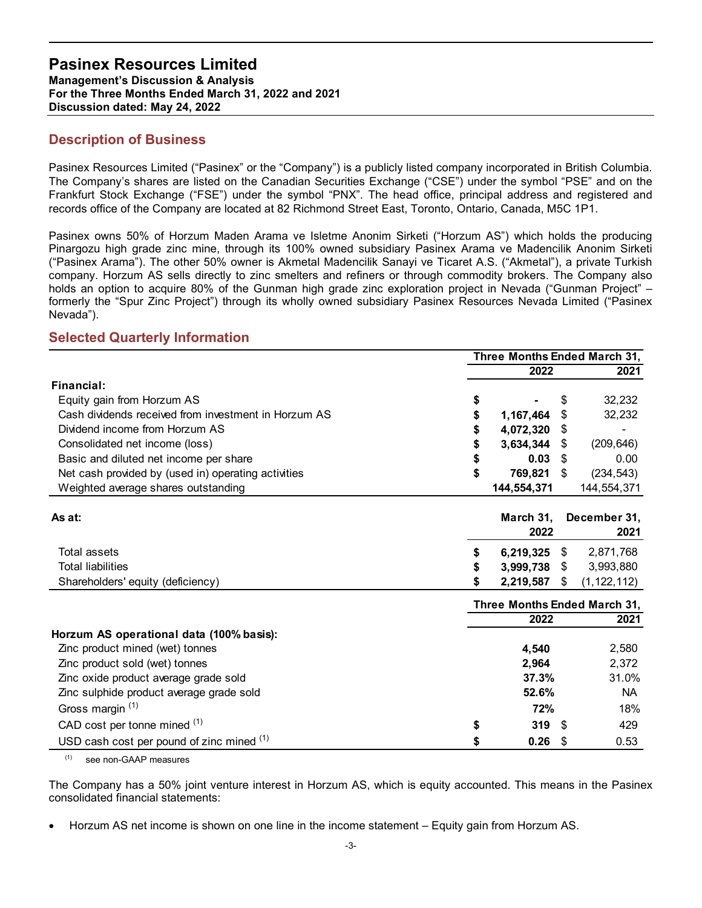# Pasinex Resources Limited

**Management's Discussion & Analysis**
**For the Three Months Ended March 31, 2022 and 2021**
**Discussion dated: May 24, 2022**

## Description of Business

Pasinex Resources Limited ("Pasinex" or the "Company") is a publicly listed company incorporated in British Columbia. The Company's shares are listed on the Canadian Securities Exchange ("CSE") under the symbol "PSE" and on the Frankfurt Stock Exchange ("FSE") under the symbol "PNX". The head office, principal address and registered and records office of the Company are located at 82 Richmond Street East, Toronto, Ontario, Canada, M5C 1P1.

Pasinex owns 50% of Horzum Maden Arama ve Isletme Anonim Sirketi ("Horzum AS") which holds the producing Pinargozu high grade zinc mine, through its 100% owned subsidiary Pasinex Arama ve Madencilik Anonim Sirketi ("Pasinex Arama"). The other 50% owner is Akmetal Madencilik Sanayi ve Ticaret A.S. ("Akmetal"), a private Turkish company. Horzum AS sells directly to zinc smelters and refiners or through commodity brokers. The Company also holds an option to acquire 80% of the Gunman high grade zinc exploration project in Nevada ("Gunman Project" – formerly the "Spur Zinc Project") through its wholly owned subsidiary Pasinex Resources Nevada Limited ("Pasinex Nevada").

## Selected Quarterly Information

| | Three Months Ended March 31, | |
|---|---|---|
| | **2022** | 2021 |
| **Financial:** | | |
| Equity gain from Horzum AS | **$ -** | $ 32,232 |
| Cash dividends received from investment in Horzum AS | **$ 1,167,464** | $ 32,232 |
| Dividend income from Horzum AS | **$ 4,072,320** | $ - |
| Consolidated net income (loss) | **$ 3,634,344** | $ (209,646) |
| Basic and diluted net income per share | **$ 0.03** | $ 0.00 |
| Net cash provided by (used in) operating activities | **$ 769,821** | $ (234,543) |
| Weighted average shares outstanding | **144,554,371** | 144,554,371 |

| **As at:** | **March 31, 2022** | December 31, 2021 |
|---|---|---|
| Total assets | **$ 6,219,325** | $ 2,871,768 |
| Total liabilities | **$ 3,999,738** | $ 3,993,880 |
| Shareholders' equity (deficiency) | **$ 2,219,587** | $ (1,122,112) |

| | Three Months Ended March 31, | |
|---|---|---|
| | **2022** | 2021 |
| **Horzum AS operational data (100% basis):** | | |
| Zinc product mined (wet) tonnes | **4,540** | 2,580 |
| Zinc product sold (wet) tonnes | **2,964** | 2,372 |
| Zinc oxide product average grade sold | **37.3%** | 31.0% |
| Zinc sulphide product average grade sold | **52.6%** | NA |
| Gross margin [(1)] | **72%** | 18% |
| CAD cost per tonne mined [(1)] | **$ 319** | $ 429 |
| USD cash cost per pound of zinc mined [(1)] | **$ 0.26** | $ 0.53 |

[(1)] see non-GAAP measures

The Company has a 50% joint venture interest in Horzum AS, which is equity accounted. This means in the Pasinex consolidated financial statements:

- Horzum AS net income is shown on one line in the income statement – Equity gain from Horzum AS.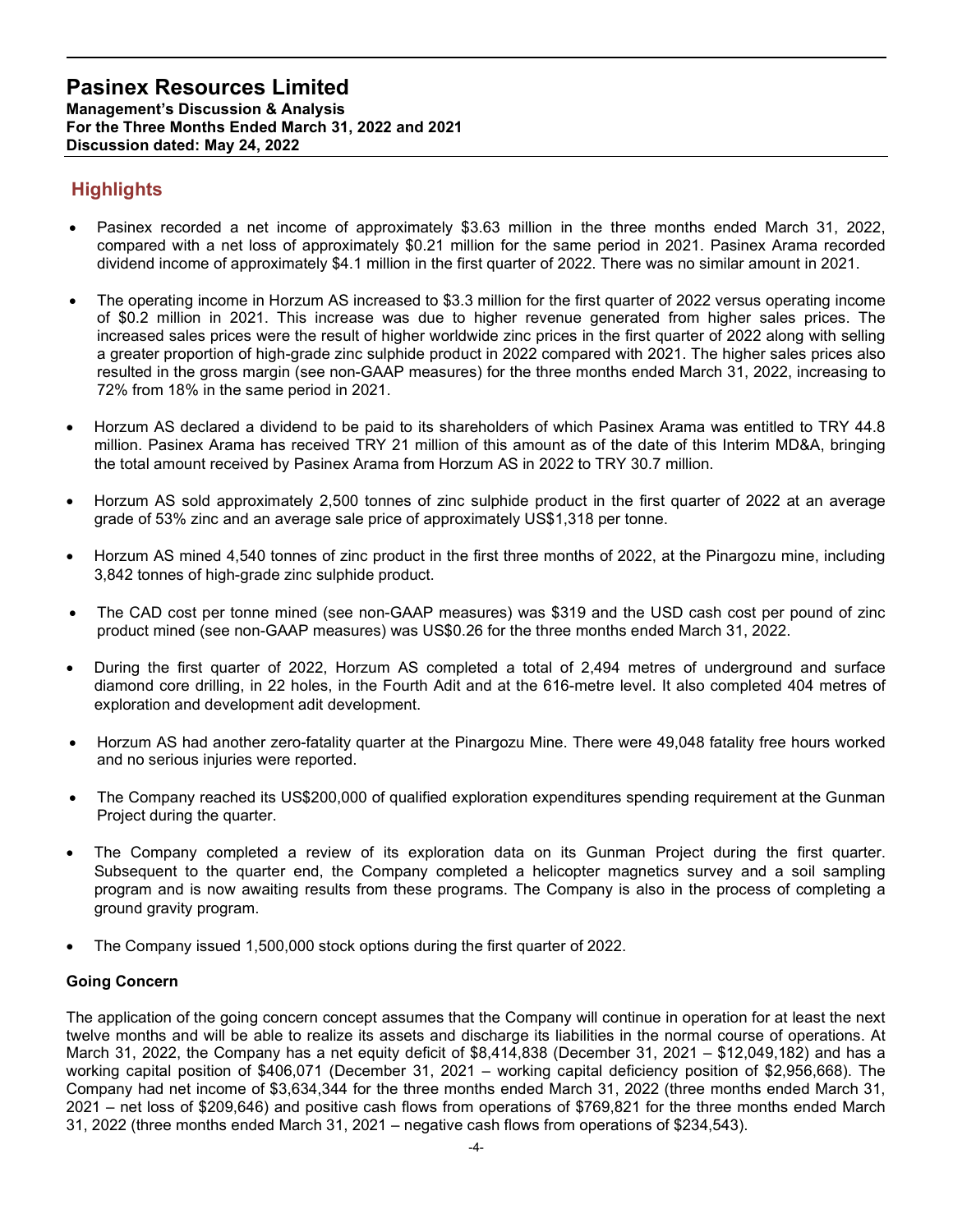# Pasinex Resources Limited

**Management's Discussion & Analysis**
**For the Three Months Ended March 31, 2022 and 2021**
**Discussion dated: May 24, 2022**

## Highlights

- Pasinex recorded a net income of approximately $3.63 million in the three months ended March 31, 2022, compared with a net loss of approximately $0.21 million for the same period in 2021. Pasinex Arama recorded dividend income of approximately $4.1 million in the first quarter of 2022. There was no similar amount in 2021.
- The operating income in Horzum AS increased to $3.3 million for the first quarter of 2022 versus operating income of $0.2 million in 2021. This increase was due to higher revenue generated from higher sales prices. The increased sales prices were the result of higher worldwide zinc prices in the first quarter of 2022 along with selling a greater proportion of high-grade zinc sulphide product in 2022 compared with 2021. The higher sales prices also resulted in the gross margin (see non-GAAP measures) for the three months ended March 31, 2022, increasing to 72% from 18% in the same period in 2021.
- Horzum AS declared a dividend to be paid to its shareholders of which Pasinex Arama was entitled to TRY 44.8 million. Pasinex Arama has received TRY 21 million of this amount as of the date of this Interim MD&A, bringing the total amount received by Pasinex Arama from Horzum AS in 2022 to TRY 30.7 million.
- Horzum AS sold approximately 2,500 tonnes of zinc sulphide product in the first quarter of 2022 at an average grade of 53% zinc and an average sale price of approximately US$1,318 per tonne.
- Horzum AS mined 4,540 tonnes of zinc product in the first three months of 2022, at the Pinargozu mine, including 3,842 tonnes of high-grade zinc sulphide product.
- The CAD cost per tonne mined (see non-GAAP measures) was $319 and the USD cash cost per pound of zinc product mined (see non-GAAP measures) was US$0.26 for the three months ended March 31, 2022.
- During the first quarter of 2022, Horzum AS completed a total of 2,494 metres of underground and surface diamond core drilling, in 22 holes, in the Fourth Adit and at the 616-metre level. It also completed 404 metres of exploration and development adit development.
- Horzum AS had another zero-fatality quarter at the Pinargozu Mine. There were 49,048 fatality free hours worked and no serious injuries were reported.
- The Company reached its US$200,000 of qualified exploration expenditures spending requirement at the Gunman Project during the quarter.
- The Company completed a review of its exploration data on its Gunman Project during the first quarter. Subsequent to the quarter end, the Company completed a helicopter magnetics survey and a soil sampling program and is now awaiting results from these programs. The Company is also in the process of completing a ground gravity program.
- The Company issued 1,500,000 stock options during the first quarter of 2022.

### Going Concern

The application of the going concern concept assumes that the Company will continue in operation for at least the next twelve months and will be able to realize its assets and discharge its liabilities in the normal course of operations. At March 31, 2022, the Company has a net equity deficit of $8,414,838 (December 31, 2021 – $12,049,182) and has a working capital position of $406,071 (December 31, 2021 – working capital deficiency position of $2,956,668). The Company had net income of $3,634,344 for the three months ended March 31, 2022 (three months ended March 31, 2021 – net loss of $209,646) and positive cash flows from operations of $769,821 for the three months ended March 31, 2022 (three months ended March 31, 2021 – negative cash flows from operations of $234,543).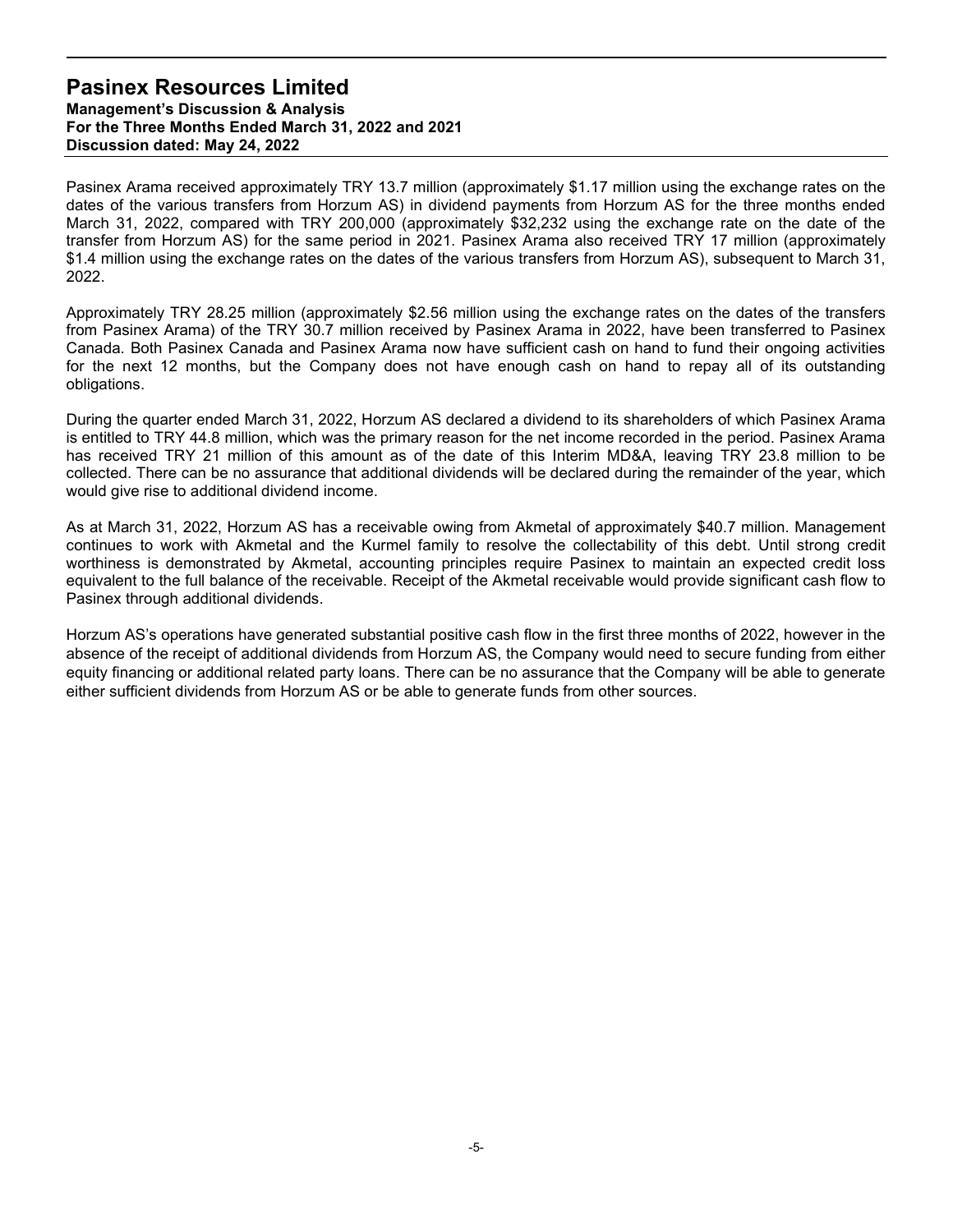Pasinex Arama received approximately TRY 13.7 million (approximately $1.17 million using the exchange rates on the dates of the various transfers from Horzum AS) in dividend payments from Horzum AS for the three months ended March 31, 2022, compared with TRY 200,000 (approximately $32,232 using the exchange rate on the date of the transfer from Horzum AS) for the same period in 2021. Pasinex Arama also received TRY 17 million (approximately $1.4 million using the exchange rates on the dates of the various transfers from Horzum AS), subsequent to March 31, 2022.

Approximately TRY 28.25 million (approximately $2.56 million using the exchange rates on the dates of the transfers from Pasinex Arama) of the TRY 30.7 million received by Pasinex Arama in 2022, have been transferred to Pasinex Canada. Both Pasinex Canada and Pasinex Arama now have sufficient cash on hand to fund their ongoing activities for the next 12 months, but the Company does not have enough cash on hand to repay all of its outstanding obligations.

During the quarter ended March 31, 2022, Horzum AS declared a dividend to its shareholders of which Pasinex Arama is entitled to TRY 44.8 million, which was the primary reason for the net income recorded in the period. Pasinex Arama has received TRY 21 million of this amount as of the date of this Interim MD&A, leaving TRY 23.8 million to be collected. There can be no assurance that additional dividends will be declared during the remainder of the year, which would give rise to additional dividend income.

As at March 31, 2022, Horzum AS has a receivable owing from Akmetal of approximately $40.7 million. Management continues to work with Akmetal and the Kurmel family to resolve the collectability of this debt. Until strong credit worthiness is demonstrated by Akmetal, accounting principles require Pasinex to maintain an expected credit loss equivalent to the full balance of the receivable. Receipt of the Akmetal receivable would provide significant cash flow to Pasinex through additional dividends.

Horzum AS's operations have generated substantial positive cash flow in the first three months of 2022, however in the absence of the receipt of additional dividends from Horzum AS, the Company would need to secure funding from either equity financing or additional related party loans. There can be no assurance that the Company will be able to generate either sufficient dividends from Horzum AS or be able to generate funds from other sources.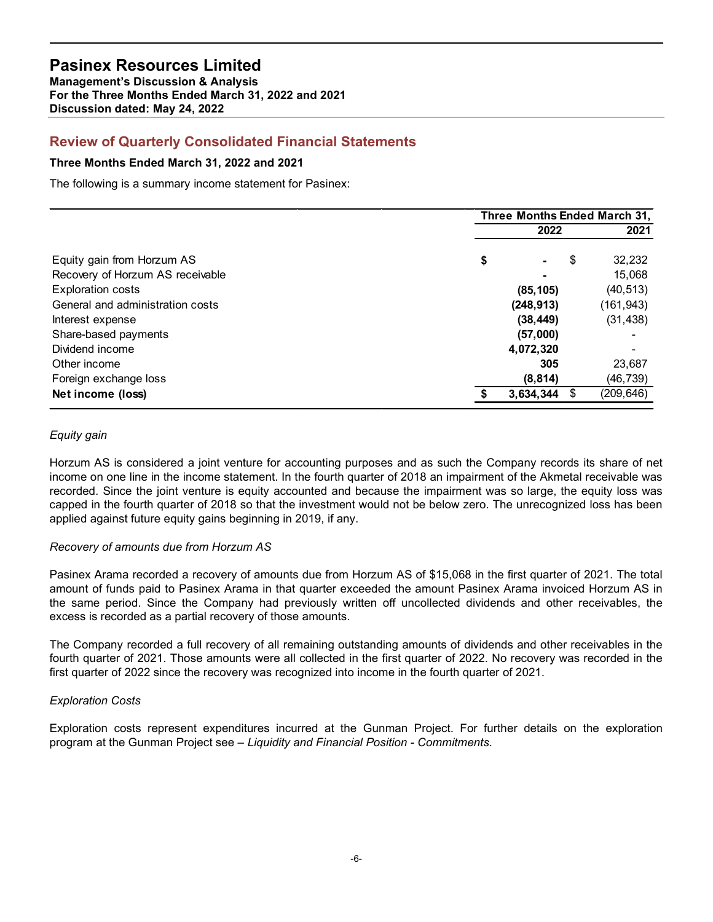## Review of Quarterly Consolidated Financial Statements

### Three Months Ended March 31, 2022 and 2021

The following is a summary income statement for Pasinex:

| | Three Months Ended March 31, | |
|---|---|---|
| | **2022** | **2021** |
| Equity gain from Horzum AS | **$ -** | $ 32,232 |
| Recovery of Horzum AS receivable | **-** | 15,068 |
| Exploration costs | **(85,105)** | (40,513) |
| General and administration costs | **(248,913)** | (161,943) |
| Interest expense | **(38,449)** | (31,438) |
| Share-based payments | **(57,000)** | - |
| Dividend income | **4,072,320** | - |
| Other income | **305** | 23,687 |
| Foreign exchange loss | **(8,814)** | (46,739) |
| **Net income (loss)** | **$ 3,634,344** | $ (209,646) |

*Equity gain*

Horzum AS is considered a joint venture for accounting purposes and as such the Company records its share of net income on one line in the income statement. In the fourth quarter of 2018 an impairment of the Akmetal receivable was recorded. Since the joint venture is equity accounted and because the impairment was so large, the equity loss was capped in the fourth quarter of 2018 so that the investment would not be below zero. The unrecognized loss has been applied against future equity gains beginning in 2019, if any.

*Recovery of amounts due from Horzum AS*

Pasinex Arama recorded a recovery of amounts due from Horzum AS of $15,068 in the first quarter of 2021. The total amount of funds paid to Pasinex Arama in that quarter exceeded the amount Pasinex Arama invoiced Horzum AS in the same period. Since the Company had previously written off uncollected dividends and other receivables, the excess is recorded as a partial recovery of those amounts.

The Company recorded a full recovery of all remaining outstanding amounts of dividends and other receivables in the fourth quarter of 2021. Those amounts were all collected in the first quarter of 2022. No recovery was recorded in the first quarter of 2022 since the recovery was recognized into income in the fourth quarter of 2021.

*Exploration Costs*

Exploration costs represent expenditures incurred at the Gunman Project. For further details on the exploration program at the Gunman Project see – *Liquidity and Financial Position - Commitments.*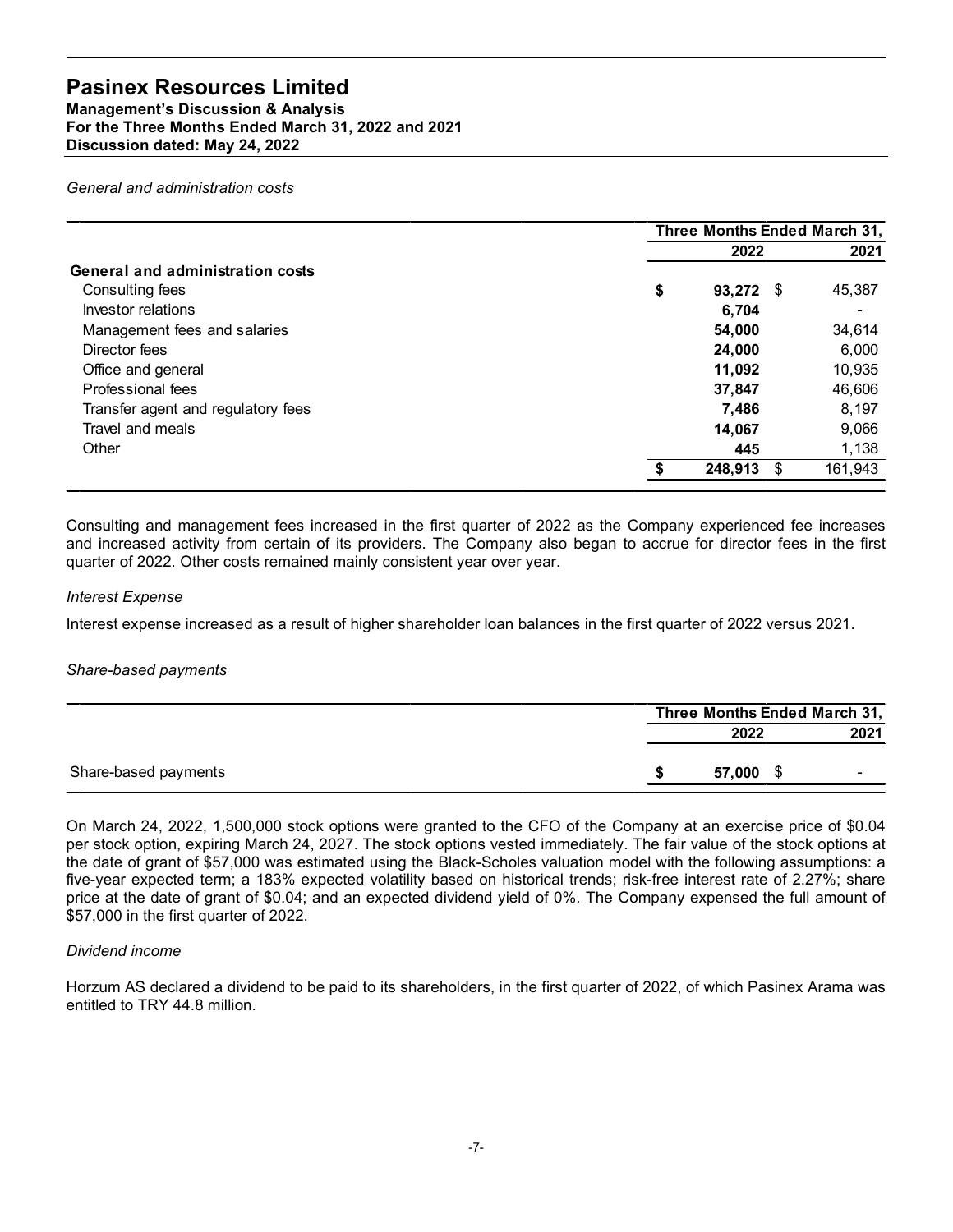*General and administration costs*

| | Three Months Ended March 31, | |
|---|---|---|
| | 2022 | 2021 |
| **General and administration costs** | | |
| Consulting fees | **$ 93,272** | $ 45,387 |
| Investor relations | **6,704** | - |
| Management fees and salaries | **54,000** | 34,614 |
| Director fees | **24,000** | 6,000 |
| Office and general | **11,092** | 10,935 |
| Professional fees | **37,847** | 46,606 |
| Transfer agent and regulatory fees | **7,486** | 8,197 |
| Travel and meals | **14,067** | 9,066 |
| Other | **445** | 1,138 |
| | **$ 248,913** | $ 161,943 |

Consulting and management fees increased in the first quarter of 2022 as the Company experienced fee increases and increased activity from certain of its providers. The Company also began to accrue for director fees in the first quarter of 2022. Other costs remained mainly consistent year over year.

*Interest Expense*

Interest expense increased as a result of higher shareholder loan balances in the first quarter of 2022 versus 2021.

*Share-based payments*

| | Three Months Ended March 31, | |
|---|---|---|
| | 2022 | 2021 |
| Share-based payments | **$ 57,000** | $ - |

On March 24, 2022, 1,500,000 stock options were granted to the CFO of the Company at an exercise price of $0.04 per stock option, expiring March 24, 2027. The stock options vested immediately. The fair value of the stock options at the date of grant of $57,000 was estimated using the Black-Scholes valuation model with the following assumptions: a five-year expected term; a 183% expected volatility based on historical trends; risk-free interest rate of 2.27%; share price at the date of grant of $0.04; and an expected dividend yield of 0%. The Company expensed the full amount of $57,000 in the first quarter of 2022.

*Dividend income*

Horzum AS declared a dividend to be paid to its shareholders, in the first quarter of 2022, of which Pasinex Arama was entitled to TRY 44.8 million.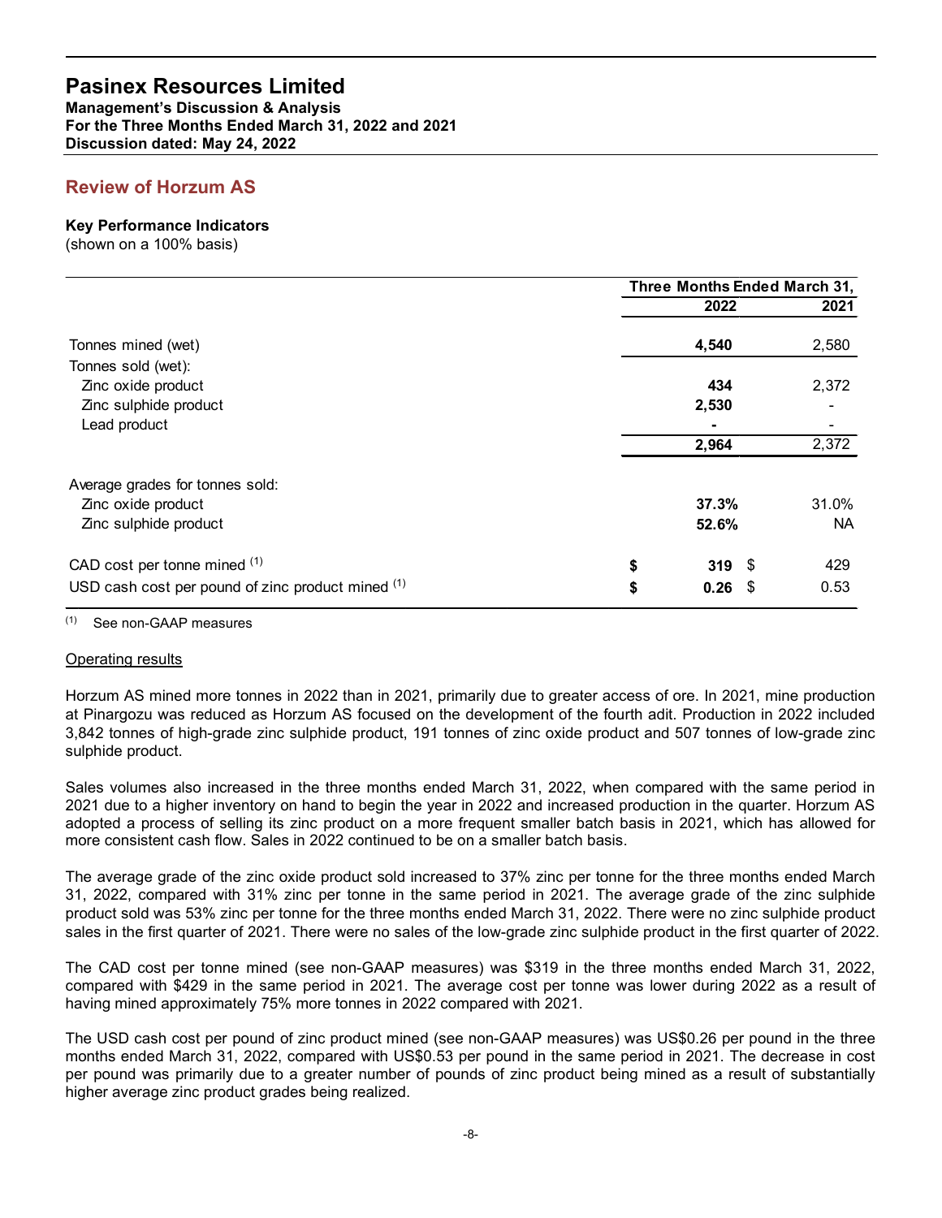# Pasinex Resources Limited

**Management's Discussion & Analysis**
**For the Three Months Ended March 31, 2022 and 2021**
**Discussion dated: May 24, 2022**

## Review of Horzum AS

**Key Performance Indicators**
(shown on a 100% basis)

| | Three Months Ended March 31, | |
|---|---|---|
| | **2022** | **2021** |
| Tonnes mined (wet) | **4,540** | 2,580 |
| Tonnes sold (wet): | | |
| Zinc oxide product | **434** | 2,372 |
| Zinc sulphide product | **2,530** | - |
| Lead product | **-** | - |
| | **2,964** | 2,372 |
| Average grades for tonnes sold: | | |
| Zinc oxide product | **37.3%** | 31.0% |
| Zinc sulphide product | **52.6%** | NA |
| CAD cost per tonne mined [(1)] | **$ 319** | $ 429 |
| USD cash cost per pound of zinc product mined [(1)] | **$ 0.26** | $ 0.53 |

[(1)] See non-GAAP measures

Operating results

Horzum AS mined more tonnes in 2022 than in 2021, primarily due to greater access of ore. In 2021, mine production at Pinargozu was reduced as Horzum AS focused on the development of the fourth adit. Production in 2022 included 3,842 tonnes of high-grade zinc sulphide product, 191 tonnes of zinc oxide product and 507 tonnes of low-grade zinc sulphide product.

Sales volumes also increased in the three months ended March 31, 2022, when compared with the same period in 2021 due to a higher inventory on hand to begin the year in 2022 and increased production in the quarter. Horzum AS adopted a process of selling its zinc product on a more frequent smaller batch basis in 2021, which has allowed for more consistent cash flow. Sales in 2022 continued to be on a smaller batch basis.

The average grade of the zinc oxide product sold increased to 37% zinc per tonne for the three months ended March 31, 2022, compared with 31% zinc per tonne in the same period in 2021. The average grade of the zinc sulphide product sold was 53% zinc per tonne for the three months ended March 31, 2022. There were no zinc sulphide product sales in the first quarter of 2021. There were no sales of the low-grade zinc sulphide product in the first quarter of 2022.

The CAD cost per tonne mined (see non-GAAP measures) was $319 in the three months ended March 31, 2022, compared with $429 in the same period in 2021. The average cost per tonne was lower during 2022 as a result of having mined approximately 75% more tonnes in 2022 compared with 2021.

The USD cash cost per pound of zinc product mined (see non-GAAP measures) was US$0.26 per pound in the three months ended March 31, 2022, compared with US$0.53 per pound in the same period in 2021. The decrease in cost per pound was primarily due to a greater number of pounds of zinc product being mined as a result of substantially higher average zinc product grades being realized.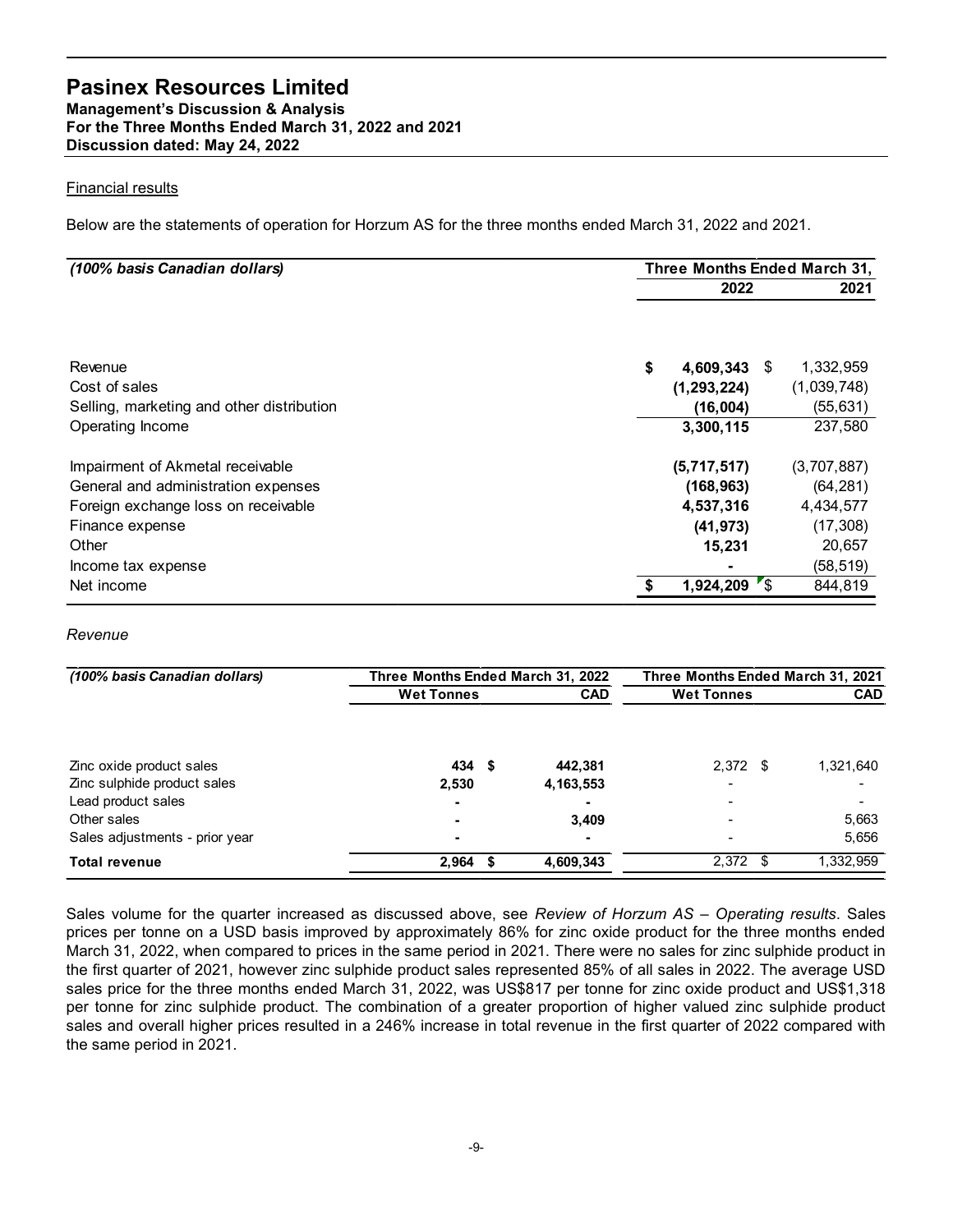Financial results

Below are the statements of operation for Horzum AS for the three months ended March 31, 2022 and 2021.

| *(100% basis Canadian dollars)* | Three Months Ended March 31, | |
|---|---|---|
| | **2022** | **2021** |
| Revenue | **$ 4,609,343** | $ 1,332,959 |
| Cost of sales | **(1,293,224)** | (1,039,748) |
| Selling, marketing and other distribution | **(16,004)** | (55,631) |
| Operating Income | **3,300,115** | 237,580 |
| Impairment of Akmetal receivable | **(5,717,517)** | (3,707,887) |
| General and administration expenses | **(168,963)** | (64,281) |
| Foreign exchange loss on receivable | **4,537,316** | 4,434,577 |
| Finance expense | **(41,973)** | (17,308) |
| Other | **15,231** | 20,657 |
| Income tax expense | **-** | (58,519) |
| Net income | **$ 1,924,209** | $ 844,819 |

*Revenue*

| *(100% basis Canadian dollars)* | Three Months Ended March 31, 2022 | | Three Months Ended March 31, 2021 | |
|---|---|---|---|---|
| | **Wet Tonnes** | **CAD** | **Wet Tonnes** | **CAD** |
| Zinc oxide product sales | **434** | **$ 442,381** | 2,372 | $ 1,321,640 |
| Zinc sulphide product sales | **2,530** | **4,163,553** | - | - |
| Lead product sales | **-** | **-** | - | - |
| Other sales | **-** | **3,409** | - | 5,663 |
| Sales adjustments - prior year | **-** | **-** | - | 5,656 |
| **Total revenue** | **2,964** | **$ 4,609,343** | 2,372 | $ 1,332,959 |

Sales volume for the quarter increased as discussed above, see *Review of Horzum AS – Operating results*. Sales prices per tonne on a USD basis improved by approximately 86% for zinc oxide product for the three months ended March 31, 2022, when compared to prices in the same period in 2021. There were no sales for zinc sulphide product in the first quarter of 2021, however zinc sulphide product sales represented 85% of all sales in 2022. The average USD sales price for the three months ended March 31, 2022, was US$817 per tonne for zinc oxide product and US$1,318 per tonne for zinc sulphide product. The combination of a greater proportion of higher valued zinc sulphide product sales and overall higher prices resulted in a 246% increase in total revenue in the first quarter of 2022 compared with the same period in 2021.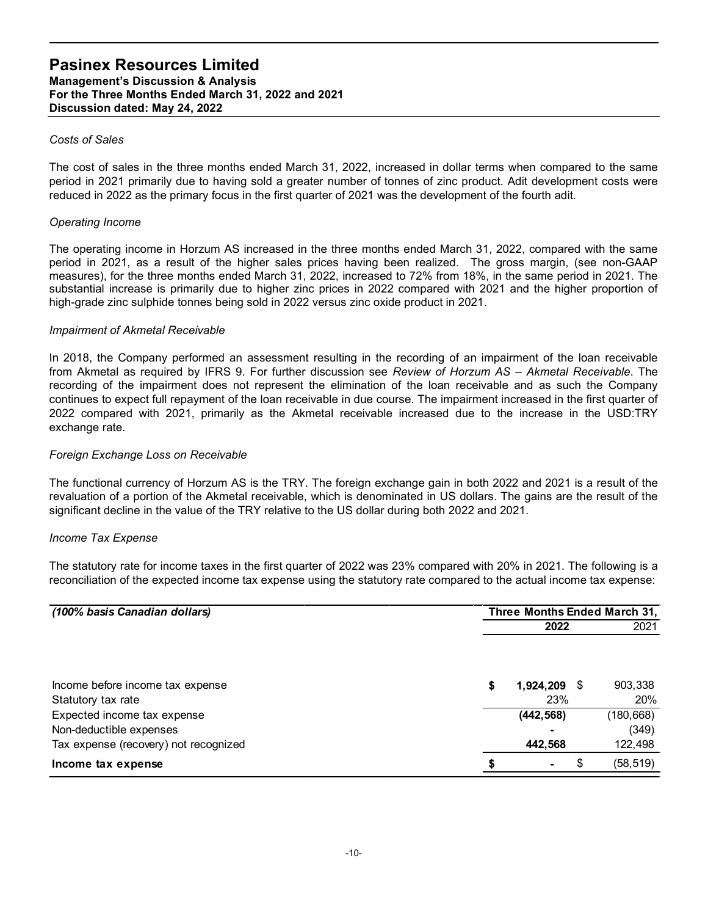*Costs of Sales*

The cost of sales in the three months ended March 31, 2022, increased in dollar terms when compared to the same period in 2021 primarily due to having sold a greater number of tonnes of zinc product. Adit development costs were reduced in 2022 as the primary focus in the first quarter of 2021 was the development of the fourth adit.

*Operating Income*

The operating income in Horzum AS increased in the three months ended March 31, 2022, compared with the same period in 2021, as a result of the higher sales prices having been realized. The gross margin, (see non-GAAP measures), for the three months ended March 31, 2022, increased to 72% from 18%, in the same period in 2021. The substantial increase is primarily due to higher zinc prices in 2022 compared with 2021 and the higher proportion of high-grade zinc sulphide tonnes being sold in 2022 versus zinc oxide product in 2021.

*Impairment of Akmetal Receivable*

In 2018, the Company performed an assessment resulting in the recording of an impairment of the loan receivable from Akmetal as required by IFRS 9. For further discussion see *Review of Horzum AS – Akmetal Receivable*. The recording of the impairment does not represent the elimination of the loan receivable and as such the Company continues to expect full repayment of the loan receivable in due course. The impairment increased in the first quarter of 2022 compared with 2021, primarily as the Akmetal receivable increased due to the increase in the USD:TRY exchange rate.

*Foreign Exchange Loss on Receivable*

The functional currency of Horzum AS is the TRY. The foreign exchange gain in both 2022 and 2021 is a result of the revaluation of a portion of the Akmetal receivable, which is denominated in US dollars. The gains are the result of the significant decline in the value of the TRY relative to the US dollar during both 2022 and 2021.

*Income Tax Expense*

The statutory rate for income taxes in the first quarter of 2022 was 23% compared with 20% in 2021. The following is a reconciliation of the expected income tax expense using the statutory rate compared to the actual income tax expense:

| ***(100% basis Canadian dollars)*** | **Three Months Ended March 31,** | |
|---|---|---|
| | **2022** | 2021 |
| Income before income tax expense | **$ 1,924,209** | $ 903,338 |
| Statutory tax rate | **23%** | 20% |
| Expected income tax expense | **(442,568)** | (180,668) |
| Non-deductible expenses | **-** | (349) |
| Tax expense (recovery) not recognized | **442,568** | 122,498 |
| **Income tax expense** | **$ -** | $ (58,519) |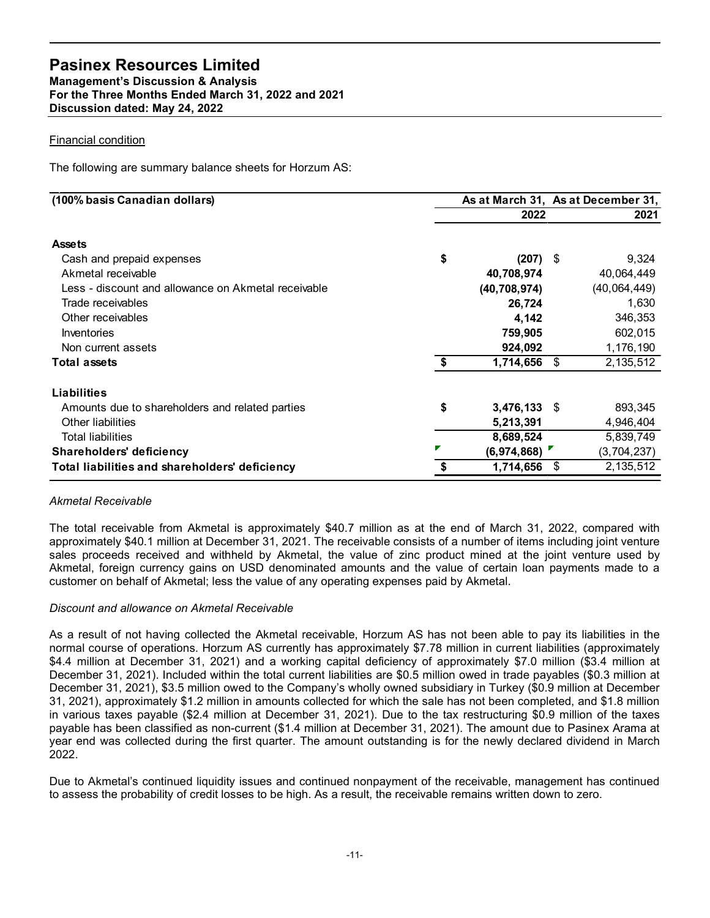Financial condition

The following are summary balance sheets for Horzum AS:

| (100% basis Canadian dollars) | As at March 31, 2022 | As at December 31, 2021 |
|---|---|---|
| **Assets** | | |
| Cash and prepaid expenses | $ **(207)** | $ 9,324 |
| Akmetal receivable | **40,708,974** | 40,064,449 |
| Less - discount and allowance on Akmetal receivable | **(40,708,974)** | (40,064,449) |
| Trade receivables | **26,724** | 1,630 |
| Other receivables | **4,142** | 346,353 |
| Inventories | **759,905** | 602,015 |
| Non current assets | **924,092** | 1,176,190 |
| **Total assets** | $ **1,714,656** | $ 2,135,512 |
| **Liabilities** | | |
| Amounts due to shareholders and related parties | $ **3,476,133** | $ 893,345 |
| Other liabilities | **5,213,391** | 4,946,404 |
| Total liabilities | **8,689,524** | 5,839,749 |
| **Shareholders' deficiency** | **(6,974,868)** | (3,704,237) |
| **Total liabilities and shareholders' deficiency** | $ **1,714,656** | $ 2,135,512 |

*Akmetal Receivable*

The total receivable from Akmetal is approximately $40.7 million as at the end of March 31, 2022, compared with approximately $40.1 million at December 31, 2021. The receivable consists of a number of items including joint venture sales proceeds received and withheld by Akmetal, the value of zinc product mined at the joint venture used by Akmetal, foreign currency gains on USD denominated amounts and the value of certain loan payments made to a customer on behalf of Akmetal; less the value of any operating expenses paid by Akmetal.

*Discount and allowance on Akmetal Receivable*

As a result of not having collected the Akmetal receivable, Horzum AS has not been able to pay its liabilities in the normal course of operations. Horzum AS currently has approximately $7.78 million in current liabilities (approximately $4.4 million at December 31, 2021) and a working capital deficiency of approximately $7.0 million ($3.4 million at December 31, 2021). Included within the total current liabilities are $0.5 million owed in trade payables ($0.3 million at December 31, 2021), $3.5 million owed to the Company's wholly owned subsidiary in Turkey ($0.9 million at December 31, 2021), approximately $1.2 million in amounts collected for which the sale has not been completed, and $1.8 million in various taxes payable ($2.4 million at December 31, 2021). Due to the tax restructuring $0.9 million of the taxes payable has been classified as non-current ($1.4 million at December 31, 2021). The amount due to Pasinex Arama at year end was collected during the first quarter. The amount outstanding is for the newly declared dividend in March 2022.

Due to Akmetal's continued liquidity issues and continued nonpayment of the receivable, management has continued to assess the probability of credit losses to be high. As a result, the receivable remains written down to zero.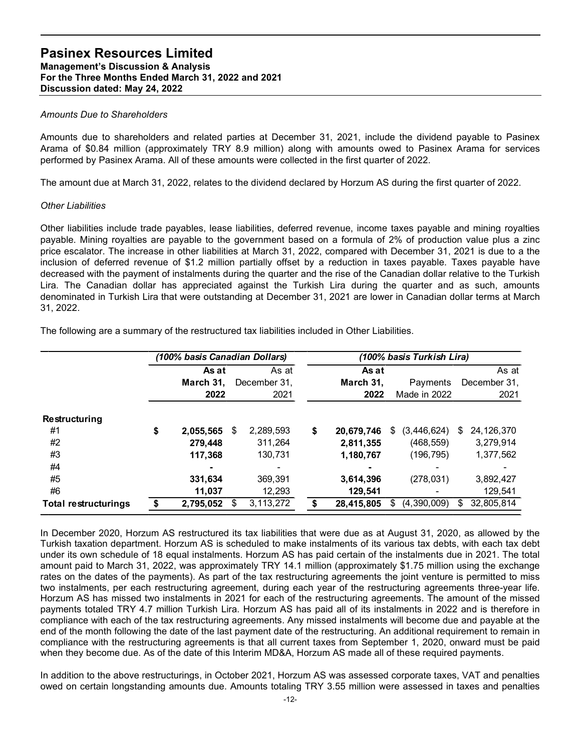*Amounts Due to Shareholders*

Amounts due to shareholders and related parties at December 31, 2021, include the dividend payable to Pasinex Arama of $0.84 million (approximately TRY 8.9 million) along with amounts owed to Pasinex Arama for services performed by Pasinex Arama. All of these amounts were collected in the first quarter of 2022.

The amount due at March 31, 2022, relates to the dividend declared by Horzum AS during the first quarter of 2022.

*Other Liabilities*

Other liabilities include trade payables, lease liabilities, deferred revenue, income taxes payable and mining royalties payable. Mining royalties are payable to the government based on a formula of 2% of production value plus a zinc price escalator. The increase in other liabilities at March 31, 2022, compared with December 31, 2021 is due to a the inclusion of deferred revenue of $1.2 million partially offset by a reduction in taxes payable. Taxes payable have decreased with the payment of instalments during the quarter and the rise of the Canadian dollar relative to the Turkish Lira. The Canadian dollar has appreciated against the Turkish Lira during the quarter and as such, amounts denominated in Turkish Lira that were outstanding at December 31, 2021 are lower in Canadian dollar terms at March 31, 2022.

The following are a summary of the restructured tax liabilities included in Other Liabilities.

| | *(100% basis Canadian Dollars)* | | *(100% basis Turkish Lira)* | | |
|---|---|---|---|---|---|
| | **As at March 31, 2022** | As at December 31, 2021 | **As at March 31, 2022** | Payments Made in 2022 | As at December 31, 2021 |
| **Restructuring** | | | | | |
| #1 | **$ 2,055,565** | $ 2,289,593 | **$ 20,679,746** | $ (3,446,624) | $ 24,126,370 |
| #2 | **279,448** | 311,264 | **2,811,355** | (468,559) | 3,279,914 |
| #3 | **117,368** | 130,731 | **1,180,767** | (196,795) | 1,377,562 |
| #4 | **-** | - | **-** | - | - |
| #5 | **331,634** | 369,391 | **3,614,396** | (278,031) | 3,892,427 |
| #6 | **11,037** | 12,293 | **129,541** | - | 129,541 |
| **Total restructurings** | **$ 2,795,052** | $ 3,113,272 | **$ 28,415,805** | $ (4,390,009) | $ 32,805,814 |

In December 2020, Horzum AS restructured its tax liabilities that were due as at August 31, 2020, as allowed by the Turkish taxation department. Horzum AS is scheduled to make instalments of its various tax debts, with each tax debt under its own schedule of 18 equal instalments. Horzum AS has paid certain of the instalments due in 2021. The total amount paid to March 31, 2022, was approximately TRY 14.1 million (approximately $1.75 million using the exchange rates on the dates of the payments). As part of the tax restructuring agreements the joint venture is permitted to miss two instalments, per each restructuring agreement, during each year of the restructuring agreements three-year life. Horzum AS has missed two instalments in 2021 for each of the restructuring agreements. The amount of the missed payments totaled TRY 4.7 million Turkish Lira. Horzum AS has paid all of its instalments in 2022 and is therefore in compliance with each of the tax restructuring agreements. Any missed instalments will become due and payable at the end of the month following the date of the last payment date of the restructuring. An additional requirement to remain in compliance with the restructuring agreements is that all current taxes from September 1, 2020, onward must be paid when they become due. As of the date of this Interim MD&A, Horzum AS made all of these required payments.

In addition to the above restructurings, in October 2021, Horzum AS was assessed corporate taxes, VAT and penalties owed on certain longstanding amounts due. Amounts totaling TRY 3.55 million were assessed in taxes and penalties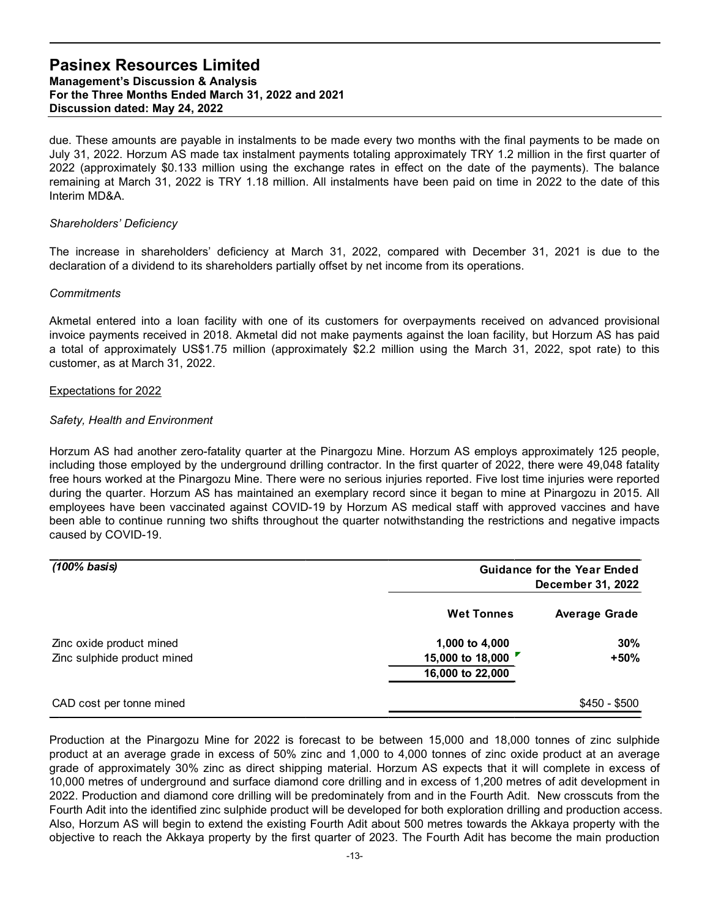due. These amounts are payable in instalments to be made every two months with the final payments to be made on July 31, 2022. Horzum AS made tax instalment payments totaling approximately TRY 1.2 million in the first quarter of 2022 (approximately $0.133 million using the exchange rates in effect on the date of the payments). The balance remaining at March 31, 2022 is TRY 1.18 million. All instalments have been paid on time in 2022 to the date of this Interim MD&A.

*Shareholders' Deficiency*

The increase in shareholders' deficiency at March 31, 2022, compared with December 31, 2021 is due to the declaration of a dividend to its shareholders partially offset by net income from its operations.

*Commitments*

Akmetal entered into a loan facility with one of its customers for overpayments received on advanced provisional invoice payments received in 2018. Akmetal did not make payments against the loan facility, but Horzum AS has paid a total of approximately US$1.75 million (approximately $2.2 million using the March 31, 2022, spot rate) to this customer, as at March 31, 2022.

## Expectations for 2022

*Safety, Health and Environment*

Horzum AS had another zero-fatality quarter at the Pinargozu Mine. Horzum AS employs approximately 125 people, including those employed by the underground drilling contractor. In the first quarter of 2022, there were 49,048 fatality free hours worked at the Pinargozu Mine. There were no serious injuries reported. Five lost time injuries were reported during the quarter. Horzum AS has maintained an exemplary record since it began to mine at Pinargozu in 2015. All employees have been vaccinated against COVID-19 by Horzum AS medical staff with approved vaccines and have been able to continue running two shifts throughout the quarter notwithstanding the restrictions and negative impacts caused by COVID-19.

| *(100% basis)* | **Guidance for the Year Ended December 31, 2022** | |
|---|---|---|
| | **Wet Tonnes** | **Average Grade** |
| Zinc oxide product mined | **1,000 to 4,000** | **30%** |
| Zinc sulphide product mined | **15,000 to 18,000** | **+50%** |
| | **16,000 to 22,000** | |
| CAD cost per tonne mined | | $450 - $500 |

Production at the Pinargozu Mine for 2022 is forecast to be between 15,000 and 18,000 tonnes of zinc sulphide product at an average grade in excess of 50% zinc and 1,000 to 4,000 tonnes of zinc oxide product at an average grade of approximately 30% zinc as direct shipping material. Horzum AS expects that it will complete in excess of 10,000 metres of underground and surface diamond core drilling and in excess of 1,200 metres of adit development in 2022. Production and diamond core drilling will be predominately from and in the Fourth Adit. New crosscuts from the Fourth Adit into the identified zinc sulphide product will be developed for both exploration drilling and production access. Also, Horzum AS will begin to extend the existing Fourth Adit about 500 metres towards the Akkaya property with the objective to reach the Akkaya property by the first quarter of 2023. The Fourth Adit has become the main production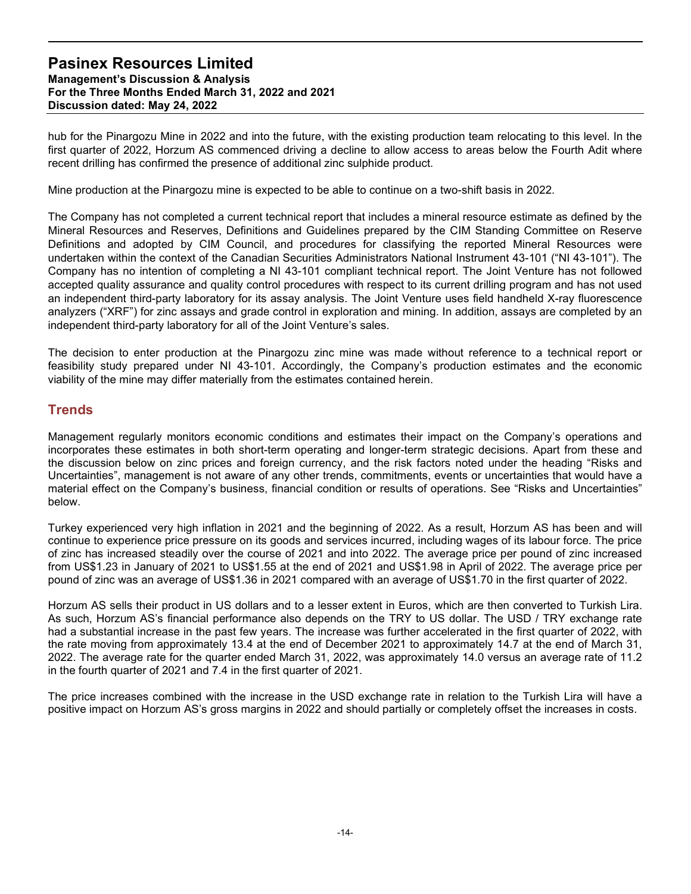hub for the Pinargozu Mine in 2022 and into the future, with the existing production team relocating to this level. In the first quarter of 2022, Horzum AS commenced driving a decline to allow access to areas below the Fourth Adit where recent drilling has confirmed the presence of additional zinc sulphide product.

Mine production at the Pinargozu mine is expected to be able to continue on a two-shift basis in 2022.

The Company has not completed a current technical report that includes a mineral resource estimate as defined by the Mineral Resources and Reserves, Definitions and Guidelines prepared by the CIM Standing Committee on Reserve Definitions and adopted by CIM Council, and procedures for classifying the reported Mineral Resources were undertaken within the context of the Canadian Securities Administrators National Instrument 43-101 ("NI 43-101"). The Company has no intention of completing a NI 43-101 compliant technical report. The Joint Venture has not followed accepted quality assurance and quality control procedures with respect to its current drilling program and has not used an independent third-party laboratory for its assay analysis. The Joint Venture uses field handheld X-ray fluorescence analyzers ("XRF") for zinc assays and grade control in exploration and mining. In addition, assays are completed by an independent third-party laboratory for all of the Joint Venture's sales.

The decision to enter production at the Pinargozu zinc mine was made without reference to a technical report or feasibility study prepared under NI 43-101. Accordingly, the Company's production estimates and the economic viability of the mine may differ materially from the estimates contained herein.

## Trends

Management regularly monitors economic conditions and estimates their impact on the Company's operations and incorporates these estimates in both short-term operating and longer-term strategic decisions. Apart from these and the discussion below on zinc prices and foreign currency, and the risk factors noted under the heading "Risks and Uncertainties", management is not aware of any other trends, commitments, events or uncertainties that would have a material effect on the Company's business, financial condition or results of operations. See "Risks and Uncertainties" below.

Turkey experienced very high inflation in 2021 and the beginning of 2022. As a result, Horzum AS has been and will continue to experience price pressure on its goods and services incurred, including wages of its labour force. The price of zinc has increased steadily over the course of 2021 and into 2022. The average price per pound of zinc increased from US$1.23 in January of 2021 to US$1.55 at the end of 2021 and US$1.98 in April of 2022. The average price per pound of zinc was an average of US$1.36 in 2021 compared with an average of US$1.70 in the first quarter of 2022.

Horzum AS sells their product in US dollars and to a lesser extent in Euros, which are then converted to Turkish Lira. As such, Horzum AS's financial performance also depends on the TRY to US dollar. The USD / TRY exchange rate had a substantial increase in the past few years. The increase was further accelerated in the first quarter of 2022, with the rate moving from approximately 13.4 at the end of December 2021 to approximately 14.7 at the end of March 31, 2022. The average rate for the quarter ended March 31, 2022, was approximately 14.0 versus an average rate of 11.2 in the fourth quarter of 2021 and 7.4 in the first quarter of 2021.

The price increases combined with the increase in the USD exchange rate in relation to the Turkish Lira will have a positive impact on Horzum AS's gross margins in 2022 and should partially or completely offset the increases in costs.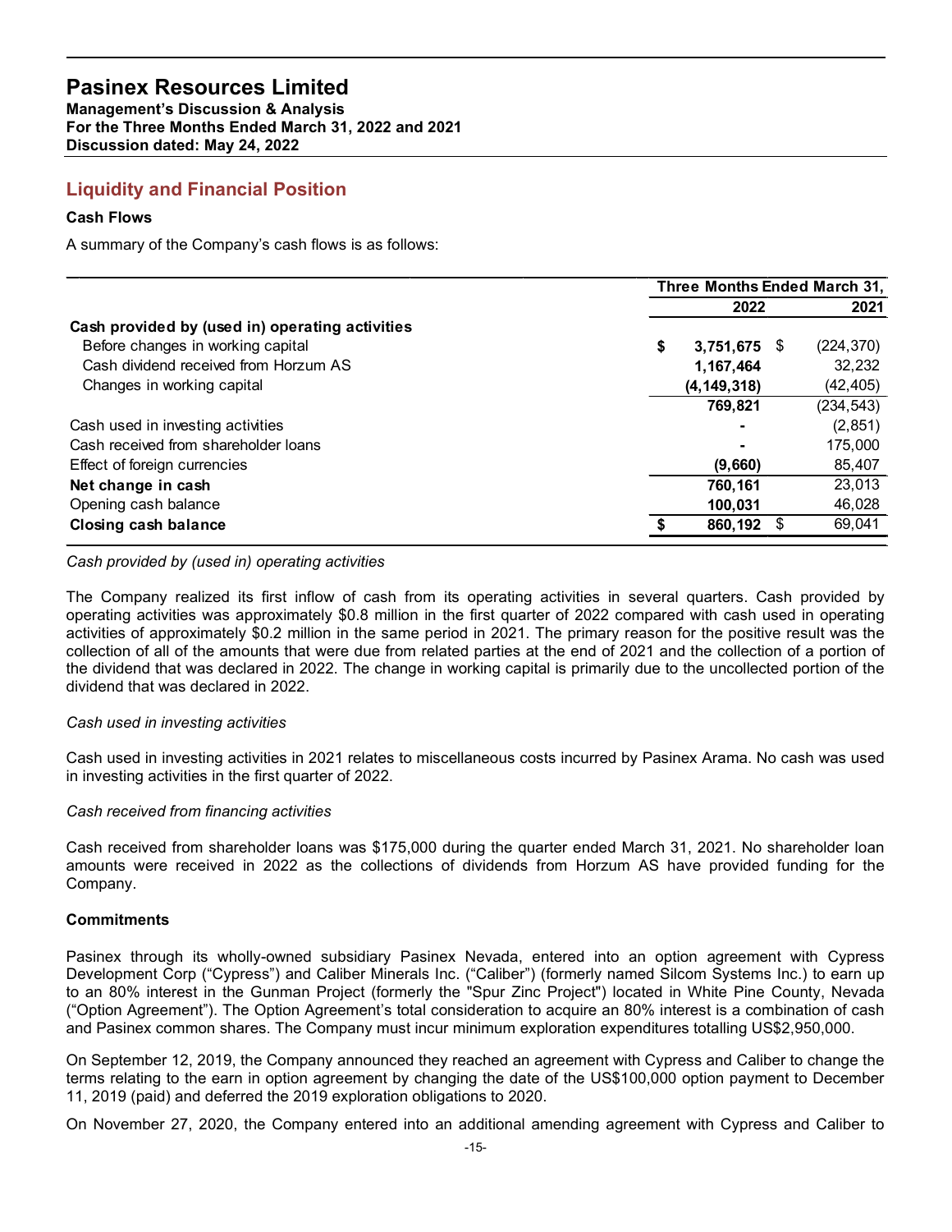## Liquidity and Financial Position

### Cash Flows

A summary of the Company's cash flows is as follows:

| | Three Months Ended March 31, | |
|---|---|---|
| | 2022 | 2021 |
| **Cash provided by (used in) operating activities** | | |
| Before changes in working capital | **$ 3,751,675** | $ (224,370) |
| Cash dividend received from Horzum AS | **1,167,464** | 32,232 |
| Changes in working capital | **(4,149,318)** | (42,405) |
| | **769,821** | (234,543) |
| Cash used in investing activities | **-** | (2,851) |
| Cash received from shareholder loans | **-** | 175,000 |
| Effect of foreign currencies | **(9,660)** | 85,407 |
| **Net change in cash** | **760,161** | 23,013 |
| Opening cash balance | **100,031** | 46,028 |
| **Closing cash balance** | **$ 860,192** | $ 69,041 |

*Cash provided by (used in) operating activities*

The Company realized its first inflow of cash from its operating activities in several quarters. Cash provided by operating activities was approximately $0.8 million in the first quarter of 2022 compared with cash used in operating activities of approximately $0.2 million in the same period in 2021. The primary reason for the positive result was the collection of all of the amounts that were due from related parties at the end of 2021 and the collection of a portion of the dividend that was declared in 2022. The change in working capital is primarily due to the uncollected portion of the dividend that was declared in 2022.

*Cash used in investing activities*

Cash used in investing activities in 2021 relates to miscellaneous costs incurred by Pasinex Arama. No cash was used in investing activities in the first quarter of 2022.

*Cash received from financing activities*

Cash received from shareholder loans was $175,000 during the quarter ended March 31, 2021. No shareholder loan amounts were received in 2022 as the collections of dividends from Horzum AS have provided funding for the Company.

### Commitments

Pasinex through its wholly-owned subsidiary Pasinex Nevada, entered into an option agreement with Cypress Development Corp ("Cypress") and Caliber Minerals Inc. ("Caliber") (formerly named Silcom Systems Inc.) to earn up to an 80% interest in the Gunman Project (formerly the "Spur Zinc Project") located in White Pine County, Nevada ("Option Agreement"). The Option Agreement's total consideration to acquire an 80% interest is a combination of cash and Pasinex common shares. The Company must incur minimum exploration expenditures totalling US$2,950,000.

On September 12, 2019, the Company announced they reached an agreement with Cypress and Caliber to change the terms relating to the earn in option agreement by changing the date of the US$100,000 option payment to December 11, 2019 (paid) and deferred the 2019 exploration obligations to 2020.

On November 27, 2020, the Company entered into an additional amending agreement with Cypress and Caliber to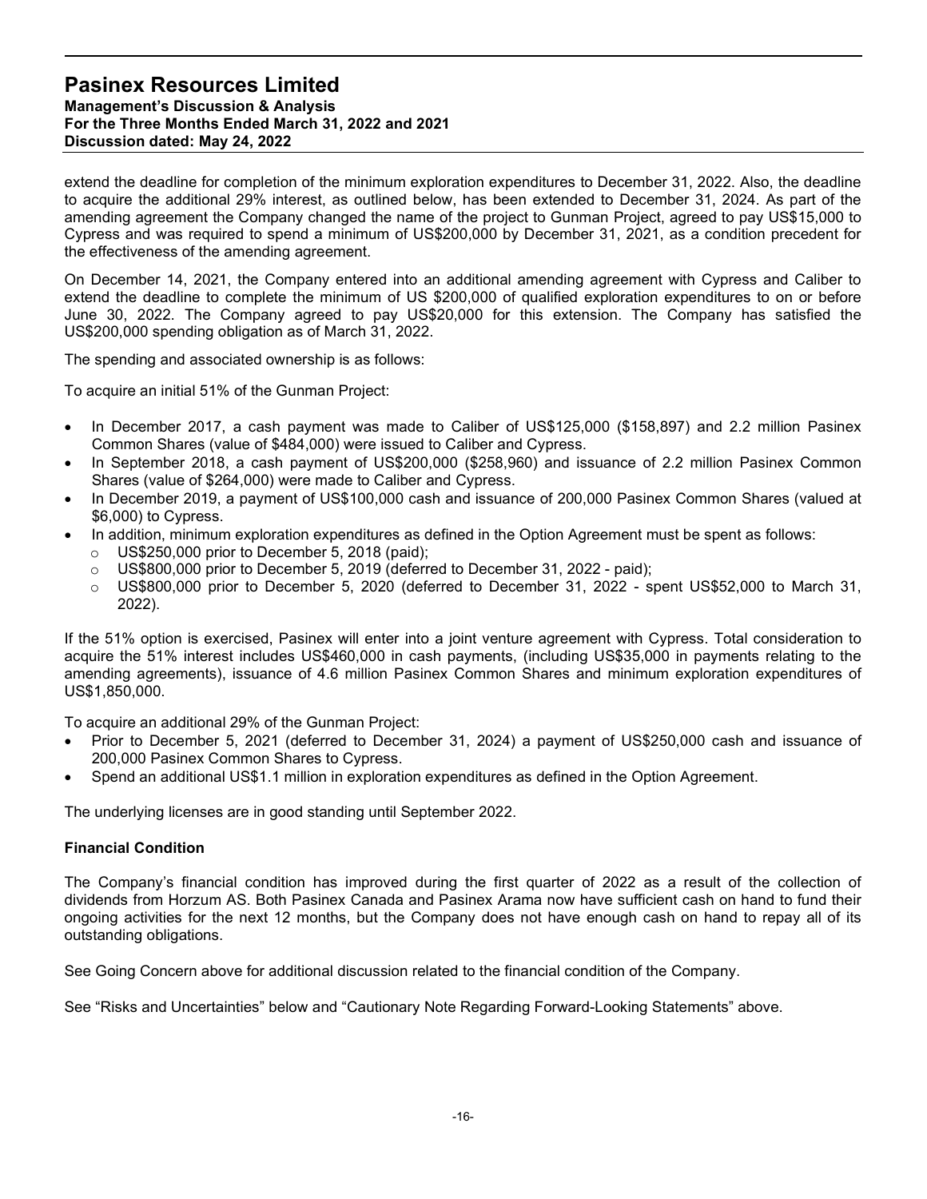extend the deadline for completion of the minimum exploration expenditures to December 31, 2022. Also, the deadline to acquire the additional 29% interest, as outlined below, has been extended to December 31, 2024. As part of the amending agreement the Company changed the name of the project to Gunman Project, agreed to pay US$15,000 to Cypress and was required to spend a minimum of US$200,000 by December 31, 2021, as a condition precedent for the effectiveness of the amending agreement.

On December 14, 2021, the Company entered into an additional amending agreement with Cypress and Caliber to extend the deadline to complete the minimum of US $200,000 of qualified exploration expenditures to on or before June 30, 2022. The Company agreed to pay US$20,000 for this extension. The Company has satisfied the US$200,000 spending obligation as of March 31, 2022.

The spending and associated ownership is as follows:

To acquire an initial 51% of the Gunman Project:

- In December 2017, a cash payment was made to Caliber of US$125,000 ($158,897) and 2.2 million Pasinex Common Shares (value of $484,000) were issued to Caliber and Cypress.
- In September 2018, a cash payment of US$200,000 ($258,960) and issuance of 2.2 million Pasinex Common Shares (value of $264,000) were made to Caliber and Cypress.
- In December 2019, a payment of US$100,000 cash and issuance of 200,000 Pasinex Common Shares (valued at $6,000) to Cypress.
- In addition, minimum exploration expenditures as defined in the Option Agreement must be spent as follows:
  - US$250,000 prior to December 5, 2018 (paid);
  - US$800,000 prior to December 5, 2019 (deferred to December 31, 2022 - paid);
  - US$800,000 prior to December 5, 2020 (deferred to December 31, 2022 - spent US$52,000 to March 31, 2022).

If the 51% option is exercised, Pasinex will enter into a joint venture agreement with Cypress. Total consideration to acquire the 51% interest includes US$460,000 in cash payments, (including US$35,000 in payments relating to the amending agreements), issuance of 4.6 million Pasinex Common Shares and minimum exploration expenditures of US$1,850,000.

To acquire an additional 29% of the Gunman Project:

- Prior to December 5, 2021 (deferred to December 31, 2024) a payment of US$250,000 cash and issuance of 200,000 Pasinex Common Shares to Cypress.
- Spend an additional US$1.1 million in exploration expenditures as defined in the Option Agreement.

The underlying licenses are in good standing until September 2022.

**Financial Condition**

The Company's financial condition has improved during the first quarter of 2022 as a result of the collection of dividends from Horzum AS. Both Pasinex Canada and Pasinex Arama now have sufficient cash on hand to fund their ongoing activities for the next 12 months, but the Company does not have enough cash on hand to repay all of its outstanding obligations.

See Going Concern above for additional discussion related to the financial condition of the Company.

See "Risks and Uncertainties" below and "Cautionary Note Regarding Forward-Looking Statements" above.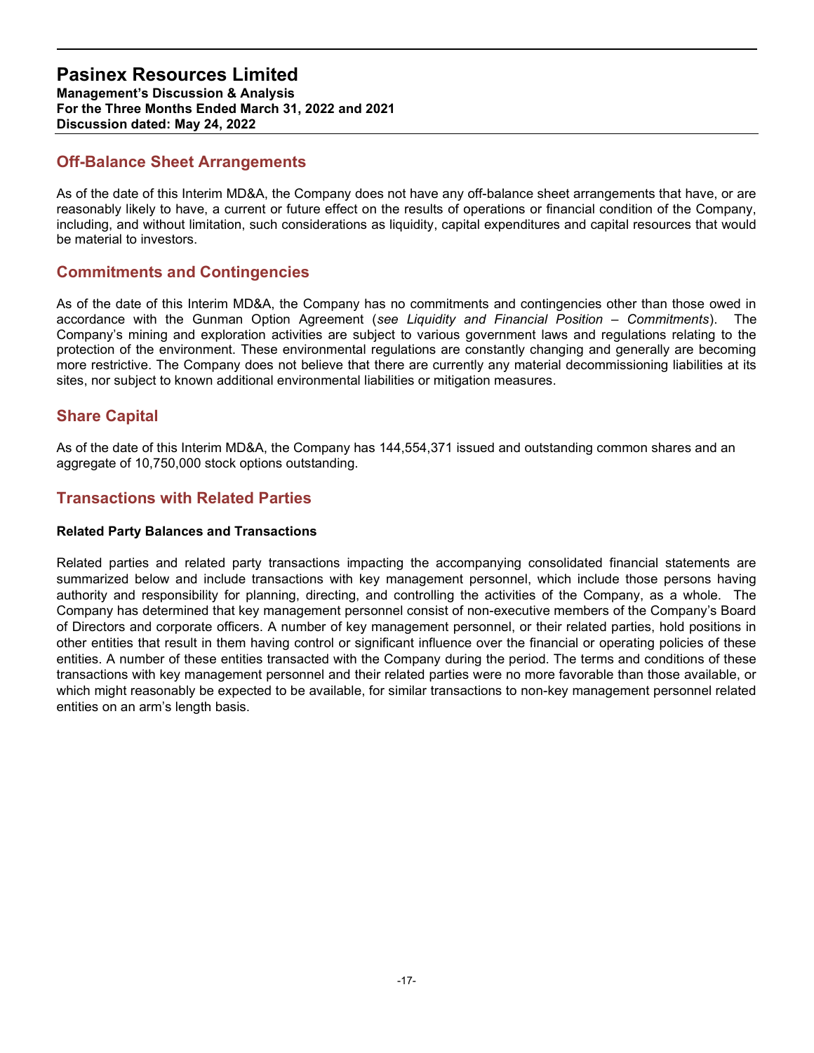## Off-Balance Sheet Arrangements

As of the date of this Interim MD&A, the Company does not have any off-balance sheet arrangements that have, or are reasonably likely to have, a current or future effect on the results of operations or financial condition of the Company, including, and without limitation, such considerations as liquidity, capital expenditures and capital resources that would be material to investors.

## Commitments and Contingencies

As of the date of this Interim MD&A, the Company has no commitments and contingencies other than those owed in accordance with the Gunman Option Agreement (*see Liquidity and Financial Position – Commitments*). The Company's mining and exploration activities are subject to various government laws and regulations relating to the protection of the environment. These environmental regulations are constantly changing and generally are becoming more restrictive. The Company does not believe that there are currently any material decommissioning liabilities at its sites, nor subject to known additional environmental liabilities or mitigation measures.

## Share Capital

As of the date of this Interim MD&A, the Company has 144,554,371 issued and outstanding common shares and an aggregate of 10,750,000 stock options outstanding.

## Transactions with Related Parties

### Related Party Balances and Transactions

Related parties and related party transactions impacting the accompanying consolidated financial statements are summarized below and include transactions with key management personnel, which include those persons having authority and responsibility for planning, directing, and controlling the activities of the Company, as a whole. The Company has determined that key management personnel consist of non-executive members of the Company's Board of Directors and corporate officers. A number of key management personnel, or their related parties, hold positions in other entities that result in them having control or significant influence over the financial or operating policies of these entities. A number of these entities transacted with the Company during the period. The terms and conditions of these transactions with key management personnel and their related parties were no more favorable than those available, or which might reasonably be expected to be available, for similar transactions to non-key management personnel related entities on an arm's length basis.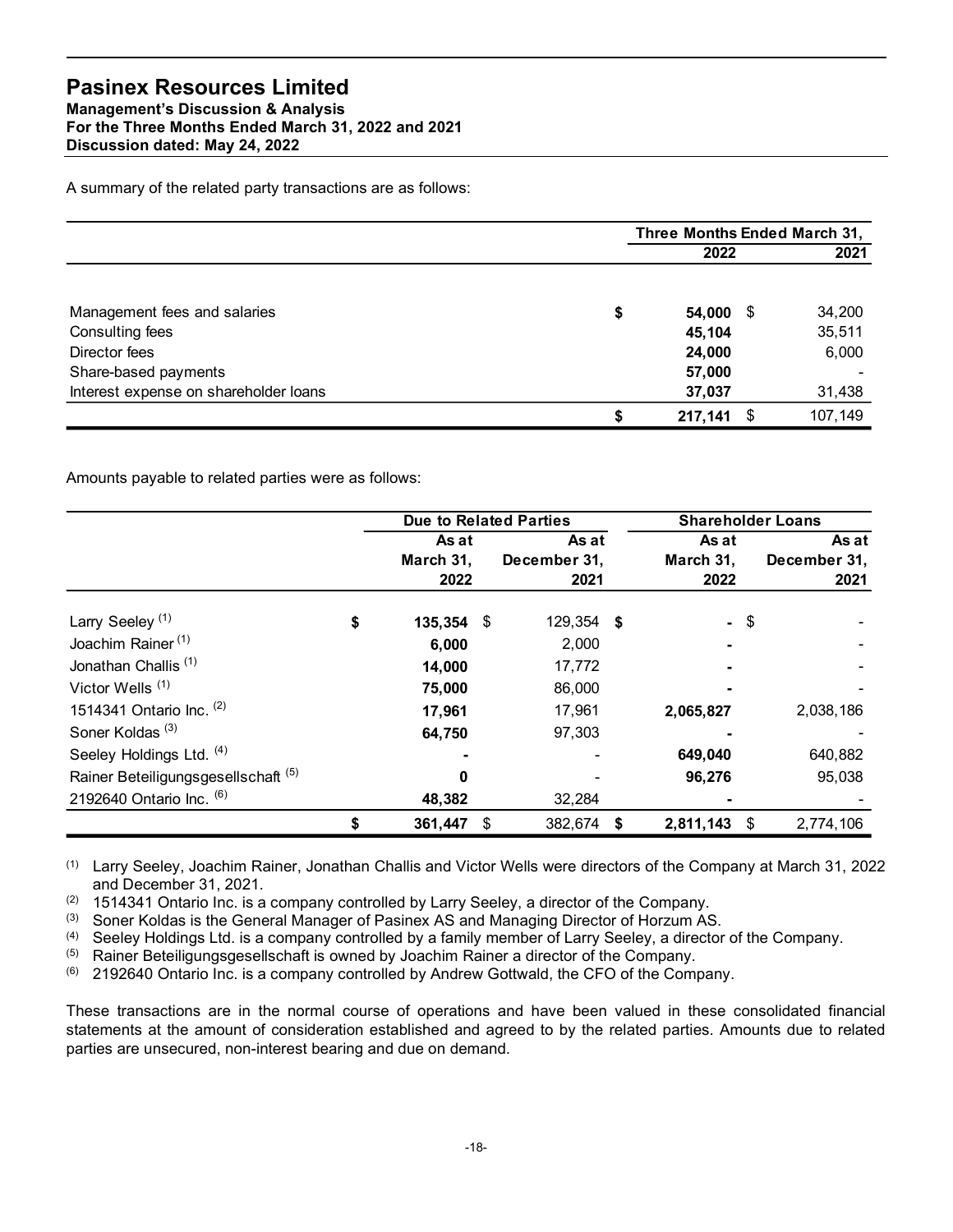A summary of the related party transactions are as follows:

| | Three Months Ended March 31, | |
|---|---|---|
| | **2022** | **2021** |
| Management fees and salaries | $ **54,000** | $ 34,200 |
| Consulting fees | **45,104** | 35,511 |
| Director fees | **24,000** | 6,000 |
| Share-based payments | **57,000** | - |
| Interest expense on shareholder loans | **37,037** | 31,438 |
| | $ **217,141** | $ 107,149 |

Amounts payable to related parties were as follows:

| | Due to Related Parties | | Shareholder Loans | |
|---|---|---|---|---|
| | **As at March 31, 2022** | **As at December 31, 2021** | **As at March 31, 2022** | **As at December 31, 2021** |
| Larry Seeley [(1)] | $ **135,354** | $ 129,354 | $ **-** | $ - |
| Joachim Rainer [(1)] | **6,000** | 2,000 | **-** | - |
| Jonathan Challis [(1)] | **14,000** | 17,772 | **-** | - |
| Victor Wells [(1)] | **75,000** | 86,000 | **-** | - |
| 1514341 Ontario Inc. [(2)] | **17,961** | 17,961 | **2,065,827** | 2,038,186 |
| Soner Koldas [(3)] | **64,750** | 97,303 | **-** | - |
| Seeley Holdings Ltd. [(4)] | **-** | - | **649,040** | 640,882 |
| Rainer Beteiligungsgesellschaft [(5)] | **0** | - | **96,276** | 95,038 |
| 2192640 Ontario Inc. [(6)] | **48,382** | 32,284 | **-** | - |
| | $ **361,447** | $ 382,674 | $ **2,811,143** | $ 2,774,106 |

(1) Larry Seeley, Joachim Rainer, Jonathan Challis and Victor Wells were directors of the Company at March 31, 2022 and December 31, 2021.
(2) 1514341 Ontario Inc. is a company controlled by Larry Seeley, a director of the Company.
(3) Soner Koldas is the General Manager of Pasinex AS and Managing Director of Horzum AS.
(4) Seeley Holdings Ltd. is a company controlled by a family member of Larry Seeley, a director of the Company.
(5) Rainer Beteiligungsgesellschaft is owned by Joachim Rainer a director of the Company.
(6) 2192640 Ontario Inc. is a company controlled by Andrew Gottwald, the CFO of the Company.

These transactions are in the normal course of operations and have been valued in these consolidated financial statements at the amount of consideration established and agreed to by the related parties. Amounts due to related parties are unsecured, non-interest bearing and due on demand.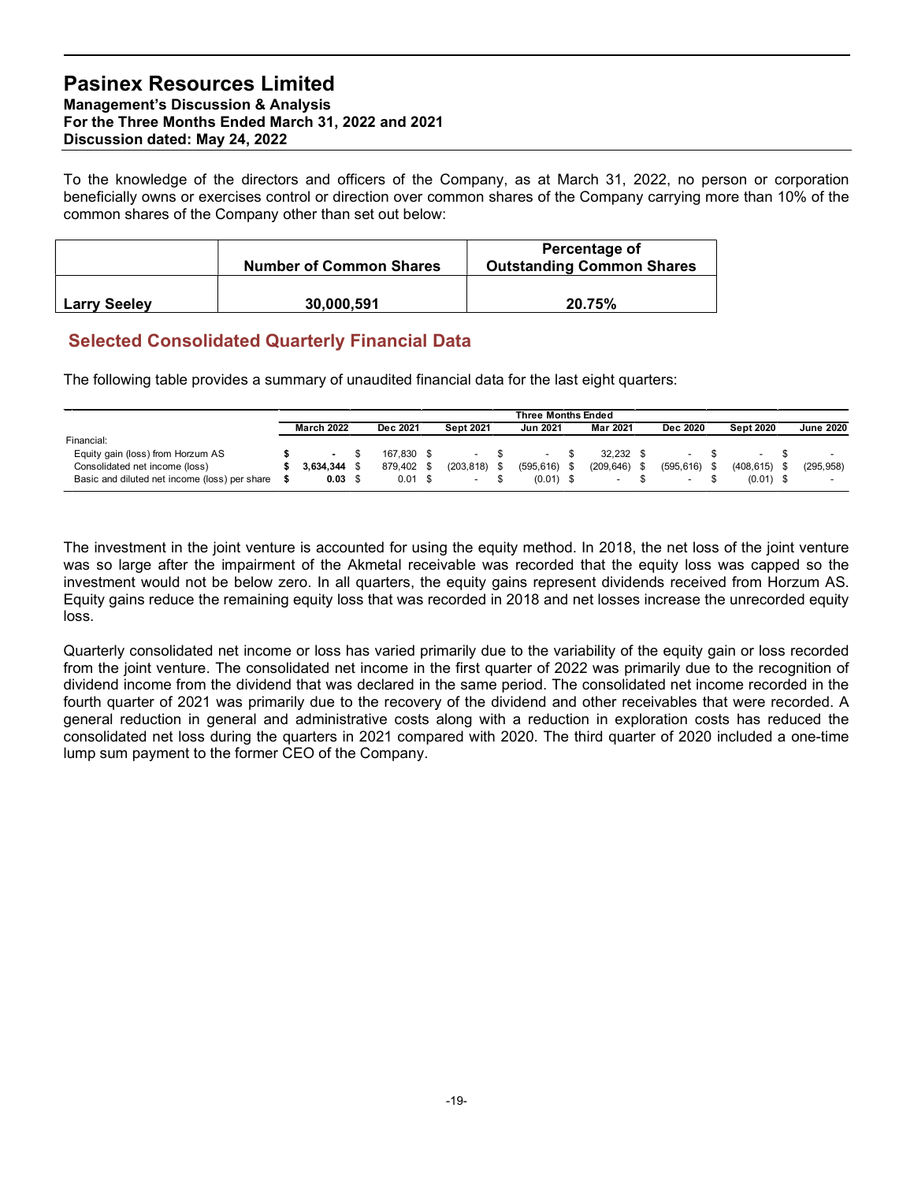To the knowledge of the directors and officers of the Company, as at March 31, 2022, no person or corporation beneficially owns or exercises control or direction over common shares of the Company carrying more than 10% of the common shares of the Company other than set out below:

| | Number of Common Shares | Percentage of Outstanding Common Shares |
|---|---|---|
| **Larry Seeley** | **30,000,591** | **20.75%** |

## Selected Consolidated Quarterly Financial Data

The following table provides a summary of unaudited financial data for the last eight quarters:

| | Three Months Ended | | | | | | | |
|---|---|---|---|---|---|---|---|---|
| | **March 2022** | **Dec 2021** | **Sept 2021** | **Jun 2021** | **Mar 2021** | **Dec 2020** | **Sept 2020** | **June 2020** |
| Financial: | | | | | | | | |
| Equity gain (loss) from Horzum AS | $ **-** | $ 167,830 | $ - | $ - | $ 32,232 | $ - | $ - | $ - |
| Consolidated net income (loss) | $ **3,634,344** | $ 879,402 | $ (203,818) | $ (595,616) | $ (209,646) | $ (595,616) | $ (408,615) | $ (295,958) |
| Basic and diluted net income (loss) per share | $ **0.03** | $ 0.01 | $ - | $ (0.01) | $ - | $ - | $ (0.01) | $ - |

The investment in the joint venture is accounted for using the equity method. In 2018, the net loss of the joint venture was so large after the impairment of the Akmetal receivable was recorded that the equity loss was capped so the investment would not be below zero. In all quarters, the equity gains represent dividends received from Horzum AS. Equity gains reduce the remaining equity loss that was recorded in 2018 and net losses increase the unrecorded equity loss.

Quarterly consolidated net income or loss has varied primarily due to the variability of the equity gain or loss recorded from the joint venture. The consolidated net income in the first quarter of 2022 was primarily due to the recognition of dividend income from the dividend that was declared in the same period. The consolidated net income recorded in the fourth quarter of 2021 was primarily due to the recovery of the dividend and other receivables that were recorded. A general reduction in general and administrative costs along with a reduction in exploration costs has reduced the consolidated net loss during the quarters in 2021 compared with 2020. The third quarter of 2020 included a one-time lump sum payment to the former CEO of the Company.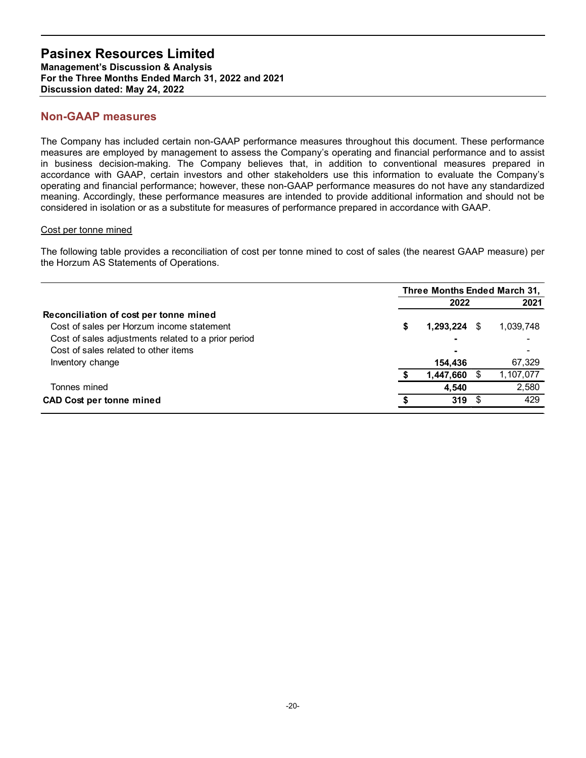## Non-GAAP measures

The Company has included certain non-GAAP performance measures throughout this document. These performance measures are employed by management to assess the Company's operating and financial performance and to assist in business decision-making. The Company believes that, in addition to conventional measures prepared in accordance with GAAP, certain investors and other stakeholders use this information to evaluate the Company's operating and financial performance; however, these non-GAAP performance measures do not have any standardized meaning. Accordingly, these performance measures are intended to provide additional information and should not be considered in isolation or as a substitute for measures of performance prepared in accordance with GAAP.

Cost per tonne mined

The following table provides a reconciliation of cost per tonne mined to cost of sales (the nearest GAAP measure) per the Horzum AS Statements of Operations.

| | Three Months Ended March 31, | |
|---|---|---|
| | **2022** | **2021** |
| **Reconciliation of cost per tonne mined** | | |
| Cost of sales per Horzum income statement | **$ 1,293,224** | $ 1,039,748 |
| Cost of sales adjustments related to a prior period | **-** | - |
| Cost of sales related to other items | **-** | - |
| Inventory change | **154,436** | 67,329 |
| | **$ 1,447,660** | $ 1,107,077 |
| Tonnes mined | **4,540** | 2,580 |
| **CAD Cost per tonne mined** | **$ 319** | $ 429 |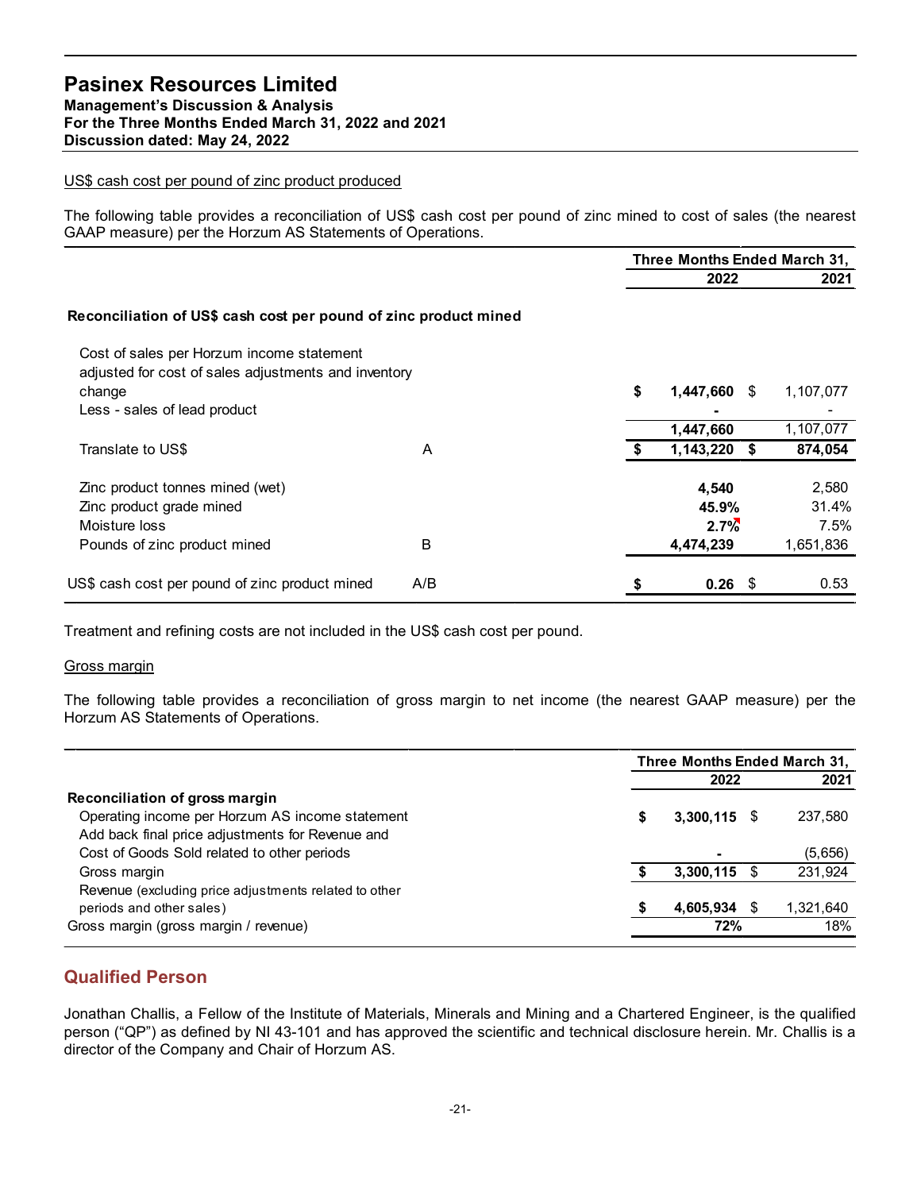US$ cash cost per pound of zinc product produced

The following table provides a reconciliation of US$ cash cost per pound of zinc mined to cost of sales (the nearest GAAP measure) per the Horzum AS Statements of Operations.

| | | Three Months Ended March 31, | |
|---|---|---|---|
| | | 2022 | 2021 |
| **Reconciliation of US$ cash cost per pound of zinc product mined** | | | |
| Cost of sales per Horzum income statement adjusted for cost of sales adjustments and inventory change | | $ **1,447,660** | $ 1,107,077 |
| Less - sales of lead product | | **-** | - |
| | | **1,447,660** | 1,107,077 |
| Translate to US$ | A | **$ 1,143,220** | **$ 874,054** |
| Zinc product tonnes mined (wet) | | **4,540** | 2,580 |
| Zinc product grade mined | | **45.9%** | 31.4% |
| Moisture loss | | **2.7%** | 7.5% |
| Pounds of zinc product mined | B | **4,474,239** | 1,651,836 |
| US$ cash cost per pound of zinc product mined | A/B | **$ 0.26** | $ 0.53 |

Treatment and refining costs are not included in the US$ cash cost per pound.

Gross margin

The following table provides a reconciliation of gross margin to net income (the nearest GAAP measure) per the Horzum AS Statements of Operations.

| | Three Months Ended March 31, | |
|---|---|---|
| | 2022 | 2021 |
| **Reconciliation of gross margin** | | |
| Operating income per Horzum AS income statement | $ **3,300,115** | $ 237,580 |
| Add back final price adjustments for Revenue and Cost of Goods Sold related to other periods | **-** | (5,656) |
| Gross margin | **$ 3,300,115** | $ 231,924 |
| Revenue (excluding price adjustments related to other periods and other sales) | **$ 4,605,934** | $ 1,321,640 |
| Gross margin (gross margin / revenue) | **72%** | 18% |

## Qualified Person

Jonathan Challis, a Fellow of the Institute of Materials, Minerals and Mining and a Chartered Engineer, is the qualified person ("QP") as defined by NI 43-101 and has approved the scientific and technical disclosure herein. Mr. Challis is a director of the Company and Chair of Horzum AS.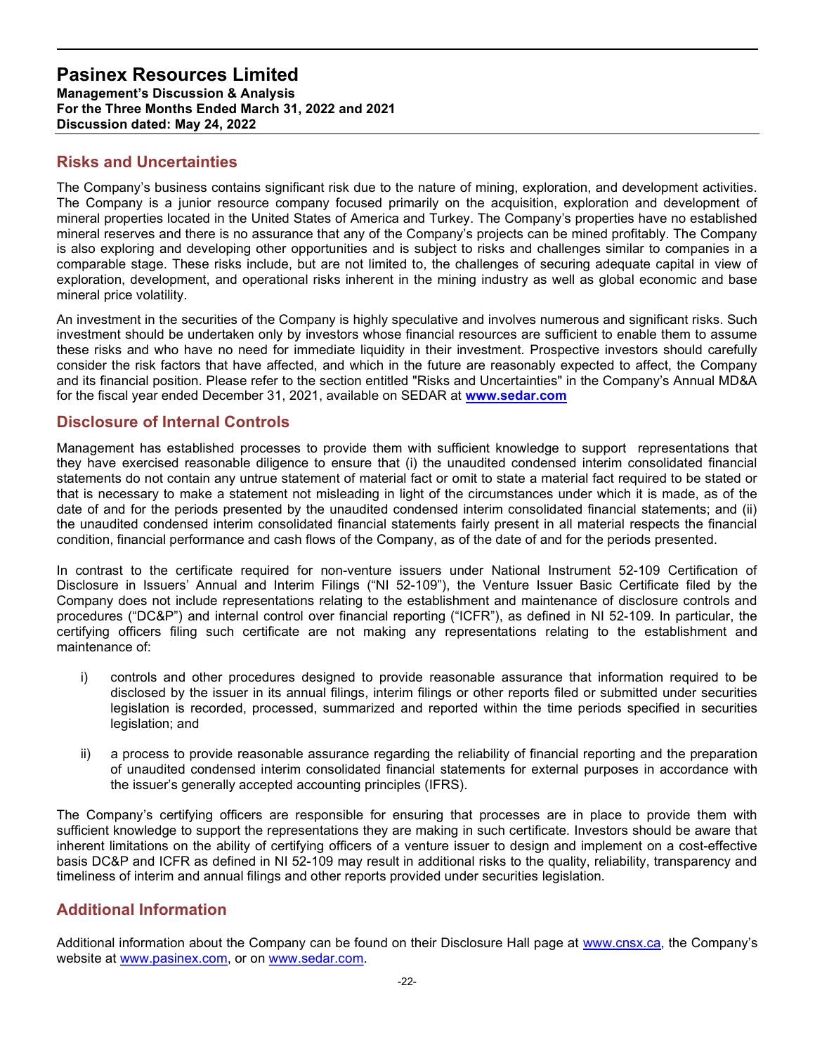## Risks and Uncertainties

The Company's business contains significant risk due to the nature of mining, exploration, and development activities. The Company is a junior resource company focused primarily on the acquisition, exploration and development of mineral properties located in the United States of America and Turkey. The Company's properties have no established mineral reserves and there is no assurance that any of the Company's projects can be mined profitably. The Company is also exploring and developing other opportunities and is subject to risks and challenges similar to companies in a comparable stage. These risks include, but are not limited to, the challenges of securing adequate capital in view of exploration, development, and operational risks inherent in the mining industry as well as global economic and base mineral price volatility.

An investment in the securities of the Company is highly speculative and involves numerous and significant risks. Such investment should be undertaken only by investors whose financial resources are sufficient to enable them to assume these risks and who have no need for immediate liquidity in their investment. Prospective investors should carefully consider the risk factors that have affected, and which in the future are reasonably expected to affect, the Company and its financial position. Please refer to the section entitled "Risks and Uncertainties" in the Company's Annual MD&A for the fiscal year ended December 31, 2021, available on SEDAR at **www.sedar.com**

## Disclosure of Internal Controls

Management has established processes to provide them with sufficient knowledge to support representations that they have exercised reasonable diligence to ensure that (i) the unaudited condensed interim consolidated financial statements do not contain any untrue statement of material fact or omit to state a material fact required to be stated or that is necessary to make a statement not misleading in light of the circumstances under which it is made, as of the date of and for the periods presented by the unaudited condensed interim consolidated financial statements; and (ii) the unaudited condensed interim consolidated financial statements fairly present in all material respects the financial condition, financial performance and cash flows of the Company, as of the date of and for the periods presented.

In contrast to the certificate required for non-venture issuers under National Instrument 52-109 Certification of Disclosure in Issuers' Annual and Interim Filings ("NI 52-109"), the Venture Issuer Basic Certificate filed by the Company does not include representations relating to the establishment and maintenance of disclosure controls and procedures ("DC&P") and internal control over financial reporting ("ICFR"), as defined in NI 52-109. In particular, the certifying officers filing such certificate are not making any representations relating to the establishment and maintenance of:

i) controls and other procedures designed to provide reasonable assurance that information required to be disclosed by the issuer in its annual filings, interim filings or other reports filed or submitted under securities legislation is recorded, processed, summarized and reported within the time periods specified in securities legislation; and

ii) a process to provide reasonable assurance regarding the reliability of financial reporting and the preparation of unaudited condensed interim consolidated financial statements for external purposes in accordance with the issuer's generally accepted accounting principles (IFRS).

The Company's certifying officers are responsible for ensuring that processes are in place to provide them with sufficient knowledge to support the representations they are making in such certificate. Investors should be aware that inherent limitations on the ability of certifying officers of a venture issuer to design and implement on a cost-effective basis DC&P and ICFR as defined in NI 52-109 may result in additional risks to the quality, reliability, transparency and timeliness of interim and annual filings and other reports provided under securities legislation.

## Additional Information

Additional information about the Company can be found on their Disclosure Hall page at www.cnsx.ca, the Company's website at www.pasinex.com, or on www.sedar.com.